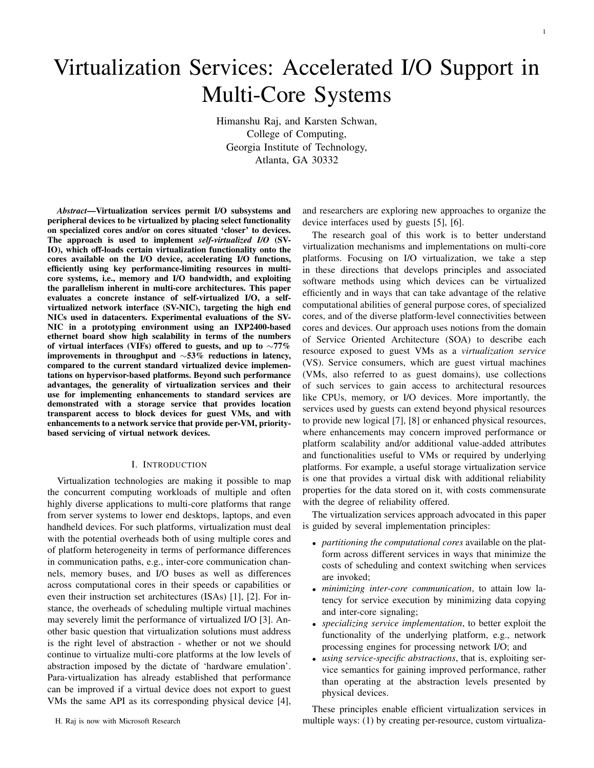# Virtualization Services: Accelerated I/O Support in Multi-Core Systems

Himanshu Raj, and Karsten Schwan,
College of Computing,
Georgia Institute of Technology,
Atlanta, GA 30332

***Abstract*—Virtualization services permit I/O subsystems and peripheral devices to be virtualized by placing select functionality on specialized cores and/or on cores situated 'closer' to devices. The approach is used to implement *self-virtualized I/O* (SV-IO), which off-loads certain virtualization functionality onto the cores available on the I/O device, accelerating I/O functions, efficiently using key performance-limiting resources in multi-core systems, i.e., memory and I/O bandwidth, and exploiting the parallelism inherent in multi-core architectures. This paper evaluates a concrete instance of self-virtualized I/O, a self-virtualized network interface (SV-NIC), targeting the high end NICs used in datacenters. Experimental evaluations of the SV-NIC in a prototyping environment using an IXP2400-based ethernet board show high scalability in terms of the numbers of virtual interfaces (VIFs) offered to guests, and up to ∼77% improvements in throughput and ∼53% reductions in latency, compared to the current standard virtualized device implementations on hypervisor-based platforms. Beyond such performance advantages, the generality of virtualization services and their use for implementing enhancements to standard services are demonstrated with a storage service that provides location transparent access to block devices for guest VMs, and with enhancements to a network service that provide per-VM, priority-based servicing of virtual network devices.**

## I. Introduction

Virtualization technologies are making it possible to map the concurrent computing workloads of multiple and often highly diverse applications to multi-core platforms that range from server systems to lower end desktops, laptops, and even handheld devices. For such platforms, virtualization must deal with the potential overheads both of using multiple cores and of platform heterogeneity in terms of performance differences in communication paths, e.g., inter-core communication channels, memory buses, and I/O buses as well as differences across computational cores in their speeds or capabilities or even their instruction set architectures (ISAs) [1], [2]. For instance, the overheads of scheduling multiple virtual machines may severely limit the performance of virtualized I/O [3]. Another basic question that virtualization solutions must address is the right level of abstraction - whether or not we should continue to virtualize multi-core platforms at the low levels of abstraction imposed by the dictate of 'hardware emulation'. Para-virtualization has already established that performance can be improved if a virtual device does not export to guest VMs the same API as its corresponding physical device [4], and researchers are exploring new approaches to organize the device interfaces used by guests [5], [6].

The research goal of this work is to better understand virtualization mechanisms and implementations on multi-core platforms. Focusing on I/O virtualization, we take a step in these directions that develops principles and associated software methods using which devices can be virtualized efficiently and in ways that can take advantage of the relative computational abilities of general purpose cores, of specialized cores, and of the diverse platform-level connectivities between cores and devices. Our approach uses notions from the domain of Service Oriented Architecture (SOA) to describe each resource exposed to guest VMs as a *virtualization service* (VS). Service consumers, which are guest virtual machines (VMs, also referred to as guest domains), use collections of such services to gain access to architectural resources like CPUs, memory, or I/O devices. More importantly, the services used by guests can extend beyond physical resources to provide new logical [7], [8] or enhanced physical resources, where enhancements may concern improved performance or platform scalability and/or additional value-added attributes and functionalities useful to VMs or required by underlying platforms. For example, a useful storage virtualization service is one that provides a virtual disk with additional reliability properties for the data stored on it, with costs commensurate with the degree of reliability offered.

The virtualization services approach advocated in this paper is guided by several implementation principles:

- *partitioning the computational cores* available on the platform across different services in ways that minimize the costs of scheduling and context switching when services are invoked;
- *minimizing inter-core communication*, to attain low latency for service execution by minimizing data copying and inter-core signaling;
- *specializing service implementation*, to better exploit the functionality of the underlying platform, e.g., network processing engines for processing network I/O; and
- *using service-specific abstractions*, that is, exploiting service semantics for gaining improved performance, rather than operating at the abstraction levels presented by physical devices.

These principles enable efficient virtualization services in multiple ways: (1) by creating per-resource, custom virtualiza-

H. Raj is now with Microsoft Research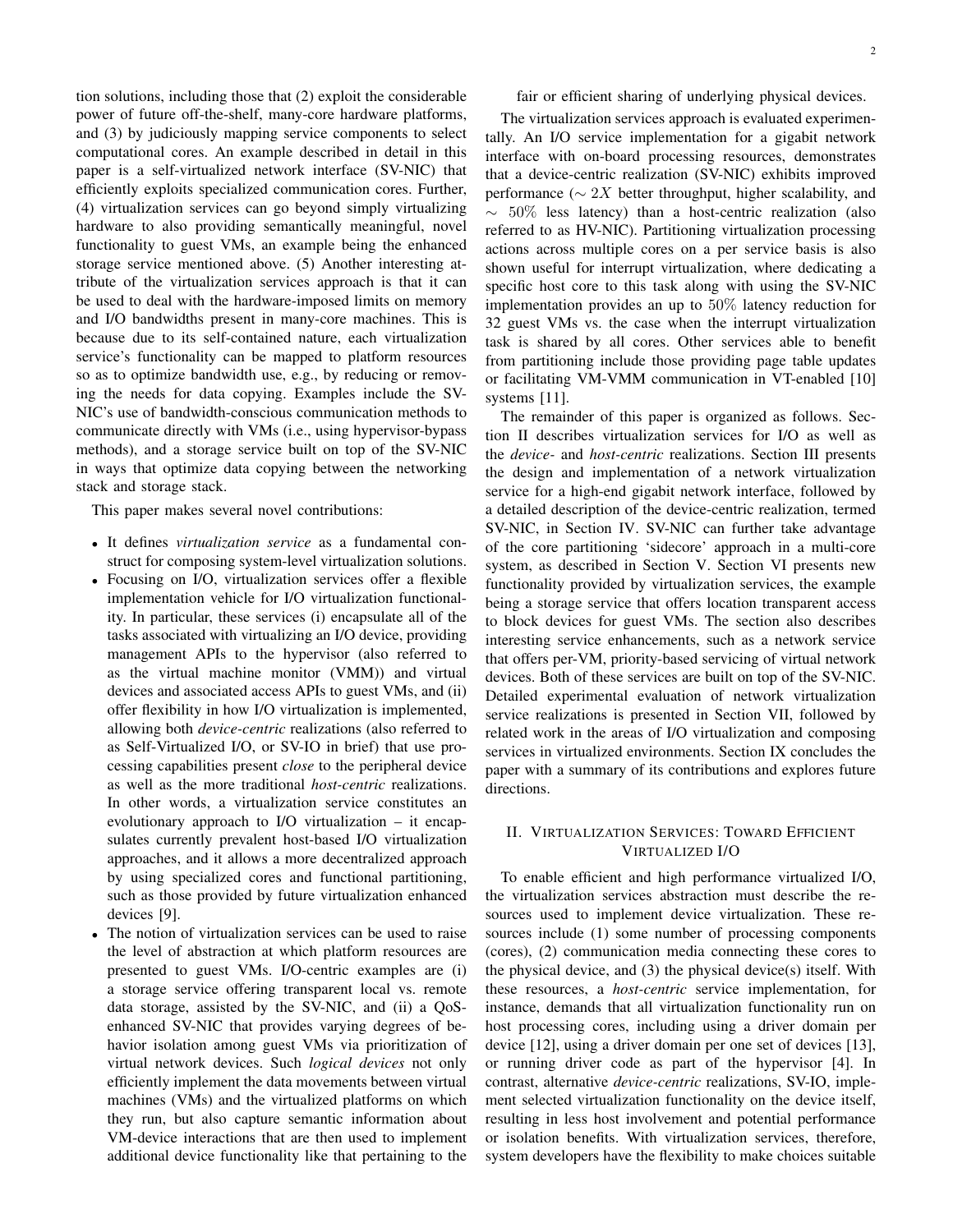tion solutions, including those that (2) exploit the considerable power of future off-the-shelf, many-core hardware platforms, and (3) by judiciously mapping service components to select computational cores. An example described in detail in this paper is a self-virtualized network interface (SV-NIC) that efficiently exploits specialized communication cores. Further, (4) virtualization services can go beyond simply virtualizing hardware to also providing semantically meaningful, novel functionality to guest VMs, an example being the enhanced storage service mentioned above. (5) Another interesting attribute of the virtualization services approach is that it can be used to deal with the hardware-imposed limits on memory and I/O bandwidths present in many-core machines. This is because due to its self-contained nature, each virtualization service's functionality can be mapped to platform resources so as to optimize bandwidth use, e.g., by reducing or removing the needs for data copying. Examples include the SV-NIC's use of bandwidth-conscious communication methods to communicate directly with VMs (i.e., using hypervisor-bypass methods), and a storage service built on top of the SV-NIC in ways that optimize data copying between the networking stack and storage stack.

This paper makes several novel contributions:

- It defines *virtualization service* as a fundamental construct for composing system-level virtualization solutions.
- Focusing on I/O, virtualization services offer a flexible implementation vehicle for I/O virtualization functionality. In particular, these services (i) encapsulate all of the tasks associated with virtualizing an I/O device, providing management APIs to the hypervisor (also referred to as the virtual machine monitor (VMM)) and virtual devices and associated access APIs to guest VMs, and (ii) offer flexibility in how I/O virtualization is implemented, allowing both *device-centric* realizations (also referred to as Self-Virtualized I/O, or SV-IO in brief) that use processing capabilities present *close* to the peripheral device as well as the more traditional *host-centric* realizations. In other words, a virtualization service constitutes an evolutionary approach to I/O virtualization – it encapsulates currently prevalent host-based I/O virtualization approaches, and it allows a more decentralized approach by using specialized cores and functional partitioning, such as those provided by future virtualization enhanced devices [9].
- The notion of virtualization services can be used to raise the level of abstraction at which platform resources are presented to guest VMs. I/O-centric examples are (i) a storage service offering transparent local vs. remote data storage, assisted by the SV-NIC, and (ii) a QoS-enhanced SV-NIC that provides varying degrees of behavior isolation among guest VMs via prioritization of virtual network devices. Such *logical devices* not only efficiently implement the data movements between virtual machines (VMs) and the virtualized platforms on which they run, but also capture semantic information about VM-device interactions that are then used to implement additional device functionality like that pertaining to the fair or efficient sharing of underlying physical devices.

The virtualization services approach is evaluated experimentally. An I/O service implementation for a gigabit network interface with on-board processing resources, demonstrates that a device-centric realization (SV-NIC) exhibits improved performance ($\sim 2X$ better throughput, higher scalability, and $\sim 50\%$ less latency) than a host-centric realization (also referred to as HV-NIC). Partitioning virtualization processing actions across multiple cores on a per service basis is also shown useful for interrupt virtualization, where dedicating a specific host core to this task along with using the SV-NIC implementation provides an up to $50\%$ latency reduction for 32 guest VMs vs. the case when the interrupt virtualization task is shared by all cores. Other services able to benefit from partitioning include those providing page table updates or facilitating VM-VMM communication in VT-enabled [10] systems [11].

The remainder of this paper is organized as follows. Section II describes virtualization services for I/O as well as the *device-* and *host-centric* realizations. Section III presents the design and implementation of a network virtualization service for a high-end gigabit network interface, followed by a detailed description of the device-centric realization, termed SV-NIC, in Section IV. SV-NIC can further take advantage of the core partitioning 'sidecore' approach in a multi-core system, as described in Section V. Section VI presents new functionality provided by virtualization services, the example being a storage service that offers location transparent access to block devices for guest VMs. The section also describes interesting service enhancements, such as a network service that offers per-VM, priority-based servicing of virtual network devices. Both of these services are built on top of the SV-NIC. Detailed experimental evaluation of network virtualization service realizations is presented in Section VII, followed by related work in the areas of I/O virtualization and composing services in virtualized environments. Section IX concludes the paper with a summary of its contributions and explores future directions.

## II. Virtualization Services: Toward Efficient Virtualized I/O

To enable efficient and high performance virtualized I/O, the virtualization services abstraction must describe the resources used to implement device virtualization. These resources include (1) some number of processing components (cores), (2) communication media connecting these cores to the physical device, and (3) the physical device(s) itself. With these resources, a *host-centric* service implementation, for instance, demands that all virtualization functionality run on host processing cores, including using a driver domain per device [12], using a driver domain per one set of devices [13], or running driver code as part of the hypervisor [4]. In contrast, alternative *device-centric* realizations, SV-IO, implement selected virtualization functionality on the device itself, resulting in less host involvement and potential performance or isolation benefits. With virtualization services, therefore, system developers have the flexibility to make choices suitable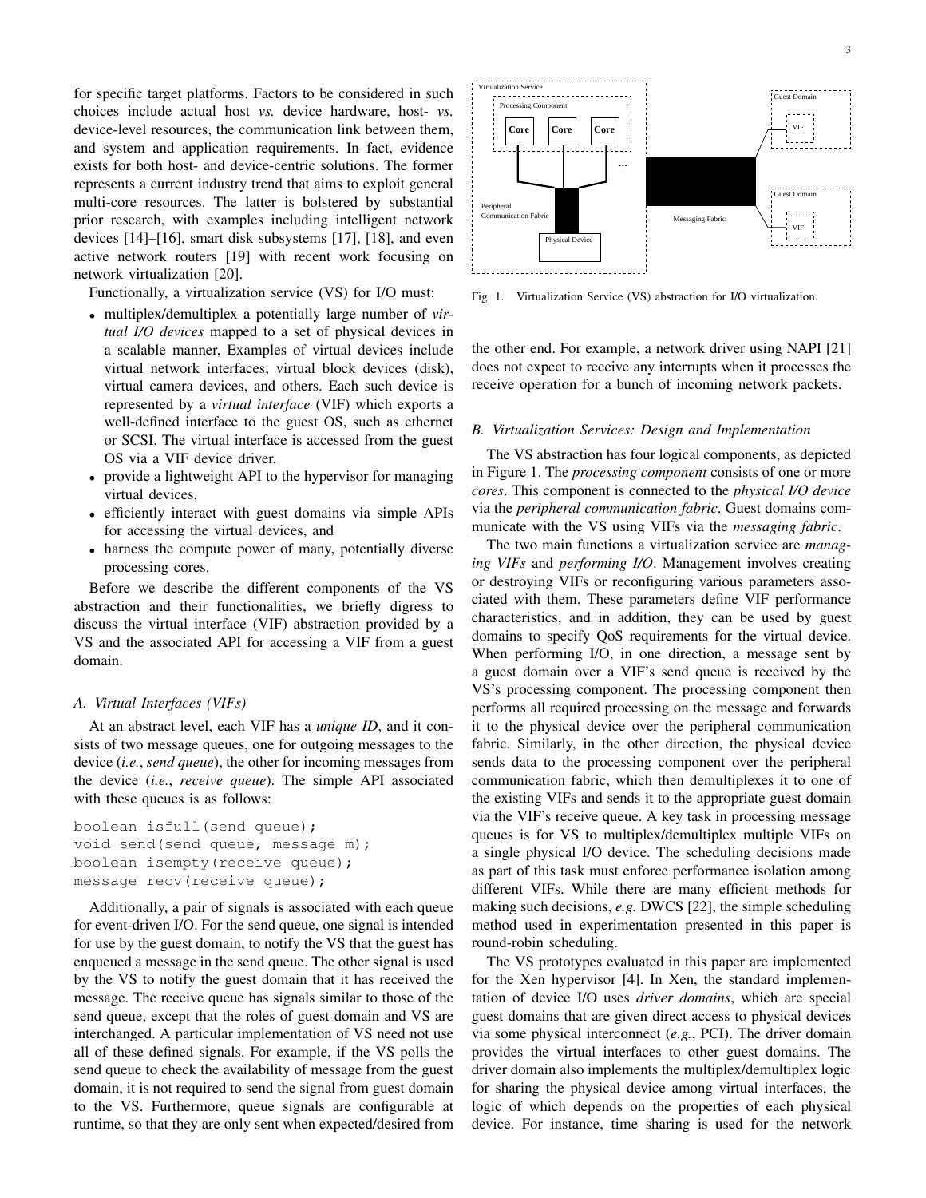for specific target platforms. Factors to be considered in such choices include actual host *vs.* device hardware, host- *vs.* device-level resources, the communication link between them, and system and application requirements. In fact, evidence exists for both host- and device-centric solutions. The former represents a current industry trend that aims to exploit general multi-core resources. The latter is bolstered by substantial prior research, with examples including intelligent network devices [14]–[16], smart disk subsystems [17], [18], and even active network routers [19] with recent work focusing on network virtualization [20].

Functionally, a virtualization service (VS) for I/O must:

- multiplex/demultiplex a potentially large number of *virtual I/O devices* mapped to a set of physical devices in a scalable manner, Examples of virtual devices include virtual network interfaces, virtual block devices (disk), virtual camera devices, and others. Each such device is represented by a *virtual interface* (VIF) which exports a well-defined interface to the guest OS, such as ethernet or SCSI. The virtual interface is accessed from the guest OS via a VIF device driver.
- provide a lightweight API to the hypervisor for managing virtual devices,
- efficiently interact with guest domains via simple APIs for accessing the virtual devices, and
- harness the compute power of many, potentially diverse processing cores.

Before we describe the different components of the VS abstraction and their functionalities, we briefly digress to discuss the virtual interface (VIF) abstraction provided by a VS and the associated API for accessing a VIF from a guest domain.

### A. Virtual Interfaces (VIFs)

At an abstract level, each VIF has a *unique ID*, and it consists of two message queues, one for outgoing messages to the device (*i.e.*, *send queue*), the other for incoming messages from the device (*i.e.*, *receive queue*). The simple API associated with these queues is as follows:

```
boolean isfull(send queue);
void send(send queue, message m);
boolean isempty(receive queue);
message recv(receive queue);
```

Additionally, a pair of signals is associated with each queue for event-driven I/O. For the send queue, one signal is intended for use by the guest domain, to notify the VS that the guest has enqueued a message in the send queue. The other signal is used by the VS to notify the guest domain that it has received the message. The receive queue has signals similar to those of the send queue, except that the roles of guest domain and VS are interchanged. A particular implementation of VS need not use all of these defined signals. For example, if the VS polls the send queue to check the availability of message from the guest domain, it is not required to send the signal from guest domain to the VS. Furthermore, queue signals are configurable at runtime, so that they are only sent when expected/desired from the other end. For example, a network driver using NAPI [21] does not expect to receive any interrupts when it processes the receive operation for a bunch of incoming network packets.

Fig. 1. Virtualization Service (VS) abstraction for I/O virtualization.

### B. Virtualization Services: Design and Implementation

The VS abstraction has four logical components, as depicted in Figure 1. The *processing component* consists of one or more *cores*. This component is connected to the *physical I/O device* via the *peripheral communication fabric*. Guest domains communicate with the VS using VIFs via the *messaging fabric*.

The two main functions a virtualization service are *managing VIFs* and *performing I/O*. Management involves creating or destroying VIFs or reconfiguring various parameters associated with them. These parameters define VIF performance characteristics, and in addition, they can be used by guest domains to specify QoS requirements for the virtual device. When performing I/O, in one direction, a message sent by a guest domain over a VIF's send queue is received by the VS's processing component. The processing component then performs all required processing on the message and forwards it to the physical device over the peripheral communication fabric. Similarly, in the other direction, the physical device sends data to the processing component over the peripheral communication fabric, which then demultiplexes it to one of the existing VIFs and sends it to the appropriate guest domain via the VIF's receive queue. A key task in processing message queues is for VS to multiplex/demultiplex multiple VIFs on a single physical I/O device. The scheduling decisions made as part of this task must enforce performance isolation among different VIFs. While there are many efficient methods for making such decisions, *e.g.* DWCS [22], the simple scheduling method used in experimentation presented in this paper is round-robin scheduling.

The VS prototypes evaluated in this paper are implemented for the Xen hypervisor [4]. In Xen, the standard implementation of device I/O uses *driver domains*, which are special guest domains that are given direct access to physical devices via some physical interconnect (*e.g.*, PCI). The driver domain provides the virtual interfaces to other guest domains. The driver domain also implements the multiplex/demultiplex logic for sharing the physical device among virtual interfaces, the logic of which depends on the properties of each physical device. For instance, time sharing is used for the network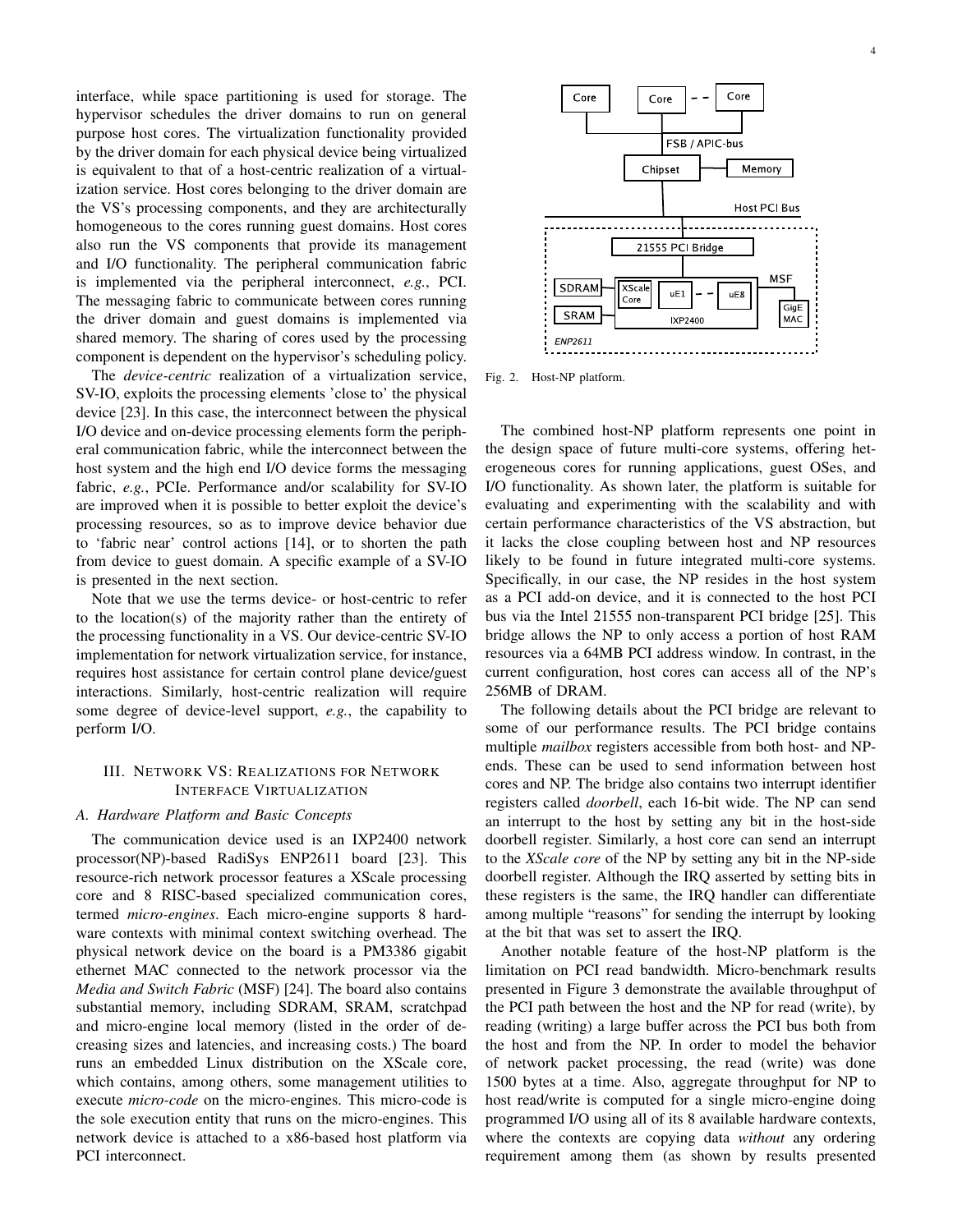interface, while space partitioning is used for storage. The hypervisor schedules the driver domains to run on general purpose host cores. The virtualization functionality provided by the driver domain for each physical device being virtualized is equivalent to that of a host-centric realization of a virtualization service. Host cores belonging to the driver domain are the VS's processing components, and they are architecturally homogeneous to the cores running guest domains. Host cores also run the VS components that provide its management and I/O functionality. The peripheral communication fabric is implemented via the peripheral interconnect, *e.g.*, PCI. The messaging fabric to communicate between cores running the driver domain and guest domains is implemented via shared memory. The sharing of cores used by the processing component is dependent on the hypervisor's scheduling policy.

The *device-centric* realization of a virtualization service, SV-IO, exploits the processing elements 'close to' the physical device [23]. In this case, the interconnect between the physical I/O device and on-device processing elements form the peripheral communication fabric, while the interconnect between the host system and the high end I/O device forms the messaging fabric, *e.g.*, PCIe. Performance and/or scalability for SV-IO are improved when it is possible to better exploit the device's processing resources, so as to improve device behavior due to 'fabric near' control actions [14], or to shorten the path from device to guest domain. A specific example of a SV-IO is presented in the next section.

Note that we use the terms device- or host-centric to refer to the location(s) of the majority rather than the entirety of the processing functionality in a VS. Our device-centric SV-IO implementation for network virtualization service, for instance, requires host assistance for certain control plane device/guest interactions. Similarly, host-centric realization will require some degree of device-level support, *e.g.*, the capability to perform I/O.

## III. Network VS: Realizations for Network Interface Virtualization

### A. Hardware Platform and Basic Concepts

The communication device used is an IXP2400 network processor(NP)-based RadiSys ENP2611 board [23]. This resource-rich network processor features a XScale processing core and 8 RISC-based specialized communication cores, termed *micro-engines*. Each micro-engine supports 8 hardware contexts with minimal context switching overhead. The physical network device on the board is a PM3386 gigabit ethernet MAC connected to the network processor via the *Media and Switch Fabric* (MSF) [24]. The board also contains substantial memory, including SDRAM, SRAM, scratchpad and micro-engine local memory (listed in the order of decreasing sizes and latencies, and increasing costs.) The board runs an embedded Linux distribution on the XScale core, which contains, among others, some management utilities to execute *micro-code* on the micro-engines. This micro-code is the sole execution entity that runs on the micro-engines. This network device is attached to a x86-based host platform via PCI interconnect.

Fig. 2. Host-NP platform.

The combined host-NP platform represents one point in the design space of future multi-core systems, offering heterogeneous cores for running applications, guest OSes, and I/O functionality. As shown later, the platform is suitable for evaluating and experimenting with the scalability and with certain performance characteristics of the VS abstraction, but it lacks the close coupling between host and NP resources likely to be found in future integrated multi-core systems. Specifically, in our case, the NP resides in the host system as a PCI add-on device, and it is connected to the host PCI bus via the Intel 21555 non-transparent PCI bridge [25]. This bridge allows the NP to only access a portion of host RAM resources via a 64MB PCI address window. In contrast, in the current configuration, host cores can access all of the NP's 256MB of DRAM.

The following details about the PCI bridge are relevant to some of our performance results. The PCI bridge contains multiple *mailbox* registers accessible from both host- and NP-ends. These can be used to send information between host cores and NP. The bridge also contains two interrupt identifier registers called *doorbell*, each 16-bit wide. The NP can send an interrupt to the host by setting any bit in the host-side doorbell register. Similarly, a host core can send an interrupt to the *XScale core* of the NP by setting any bit in the NP-side doorbell register. Although the IRQ asserted by setting bits in these registers is the same, the IRQ handler can differentiate among multiple "reasons" for sending the interrupt by looking at the bit that was set to assert the IRQ.

Another notable feature of the host-NP platform is the limitation on PCI read bandwidth. Micro-benchmark results presented in Figure 3 demonstrate the available throughput of the PCI path between the host and the NP for read (write), by reading (writing) a large buffer across the PCI bus both from the host and from the NP. In order to model the behavior of network packet processing, the read (write) was done 1500 bytes at a time. Also, aggregate throughput for NP to host read/write is computed for a single micro-engine doing programmed I/O using all of its 8 available hardware contexts, where the contexts are copying data *without* any ordering requirement among them (as shown by results presented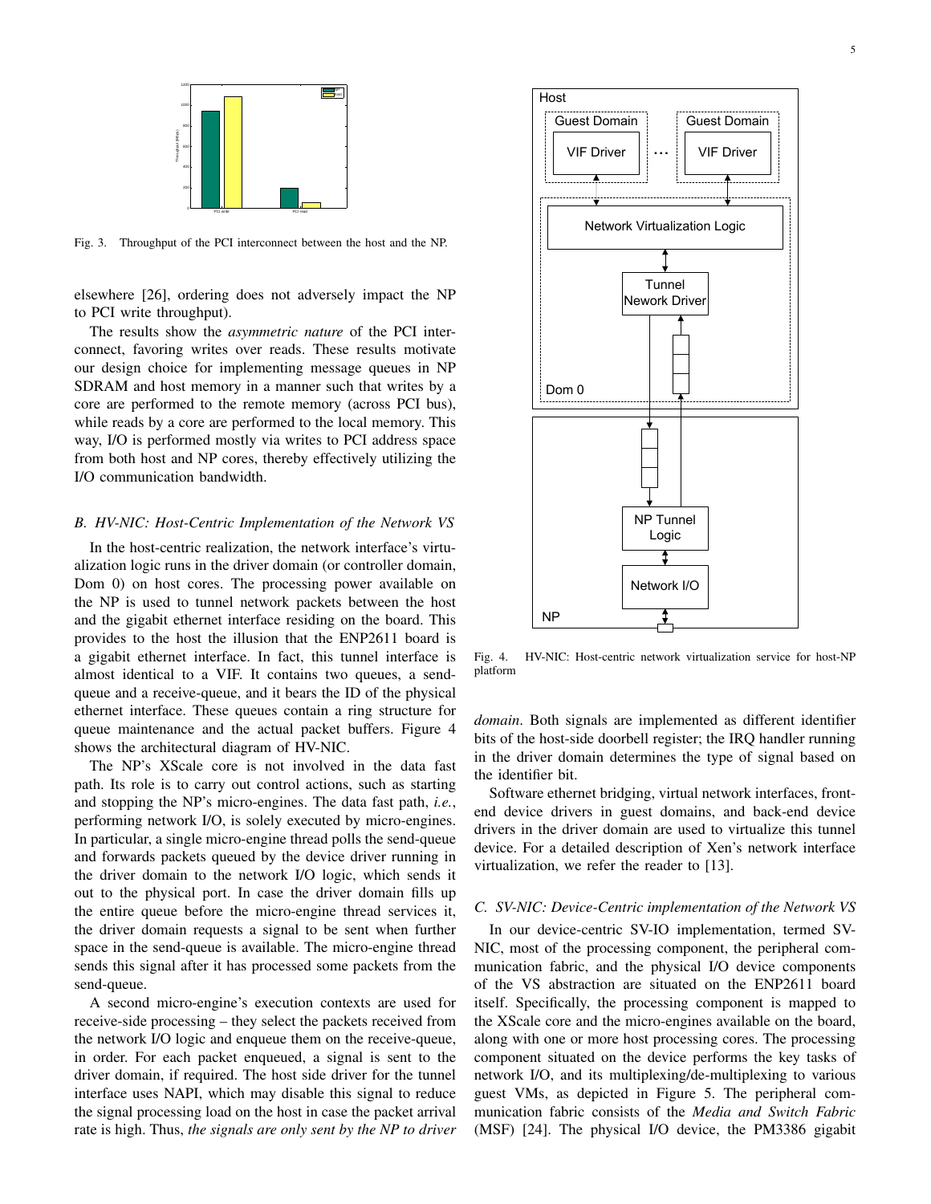Fig. 3. Throughput of the PCI interconnect between the host and the NP.

elsewhere [26], ordering does not adversely impact the NP to PCI write throughput).

The results show the *asymmetric nature* of the PCI interconnect, favoring writes over reads. These results motivate our design choice for implementing message queues in NP SDRAM and host memory in a manner such that writes by a core are performed to the remote memory (across PCI bus), while reads by a core are performed to the local memory. This way, I/O is performed mostly via writes to PCI address space from both host and NP cores, thereby effectively utilizing the I/O communication bandwidth.

### *B. HV-NIC: Host-Centric Implementation of the Network VS*

In the host-centric realization, the network interface's virtualization logic runs in the driver domain (or controller domain, Dom 0) on host cores. The processing power available on the NP is used to tunnel network packets between the host and the gigabit ethernet interface residing on the board. This provides to the host the illusion that the ENP2611 board is a gigabit ethernet interface. In fact, this tunnel interface is almost identical to a VIF. It contains two queues, a send-queue and a receive-queue, and it bears the ID of the physical ethernet interface. These queues contain a ring structure for queue maintenance and the actual packet buffers. Figure 4 shows the architectural diagram of HV-NIC.

The NP's XScale core is not involved in the data fast path. Its role is to carry out control actions, such as starting and stopping the NP's micro-engines. The data fast path, *i.e.*, performing network I/O, is solely executed by micro-engines. In particular, a single micro-engine thread polls the send-queue and forwards packets queued by the device driver running in the driver domain to the network I/O logic, which sends it out to the physical port. In case the driver domain fills up the entire queue before the micro-engine thread services it, the driver domain requests a signal to be sent when further space in the send-queue is available. The micro-engine thread sends this signal after it has processed some packets from the send-queue.

A second micro-engine's execution contexts are used for receive-side processing – they select the packets received from the network I/O logic and enqueue them on the receive-queue, in order. For each packet enqueued, a signal is sent to the driver domain, if required. The host side driver for the tunnel interface uses NAPI, which may disable this signal to reduce the signal processing load on the host in case the packet arrival rate is high. Thus, *the signals are only sent by the NP to driver domain*. Both signals are implemented as different identifier bits of the host-side doorbell register; the IRQ handler running in the driver domain determines the type of signal based on the identifier bit.

Fig. 4. HV-NIC: Host-centric network virtualization service for host-NP platform

Software ethernet bridging, virtual network interfaces, front-end device drivers in guest domains, and back-end device drivers in the driver domain are used to virtualize this tunnel device. For a detailed description of Xen's network interface virtualization, we refer the reader to [13].

### *C. SV-NIC: Device-Centric implementation of the Network VS*

In our device-centric SV-IO implementation, termed SV-NIC, most of the processing component, the peripheral communication fabric, and the physical I/O device components of the VS abstraction are situated on the ENP2611 board itself. Specifically, the processing component is mapped to the XScale core and the micro-engines available on the board, along with one or more host processing cores. The processing component situated on the device performs the key tasks of network I/O, and its multiplexing/de-multiplexing to various guest VMs, as depicted in Figure 5. The peripheral communication fabric consists of the *Media and Switch Fabric* (MSF) [24]. The physical I/O device, the PM3386 gigabit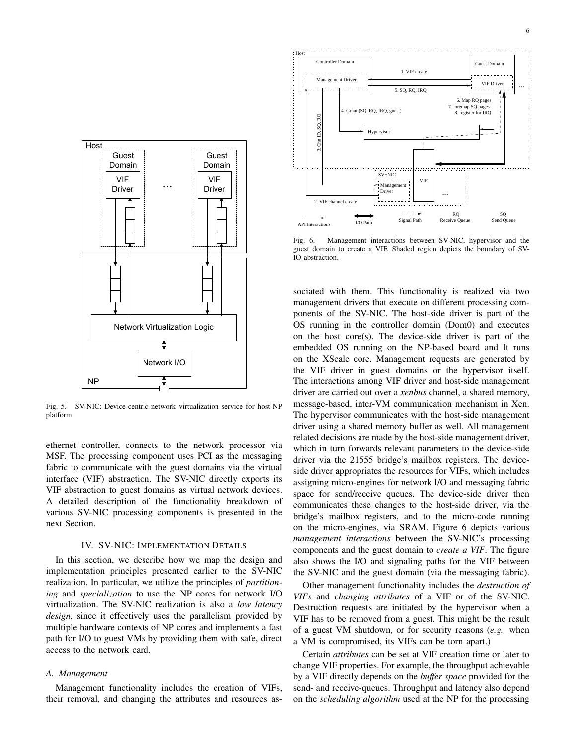Fig. 5. SV-NIC: Device-centric network virtualization service for host-NP platform

ethernet controller, connects to the network processor via MSF. The processing component uses PCI as the messaging fabric to communicate with the guest domains via the virtual interface (VIF) abstraction. The SV-NIC directly exports its VIF abstraction to guest domains as virtual network devices. A detailed description of the functionality breakdown of various SV-NIC processing components is presented in the next Section.

## IV. SV-NIC: Implementation Details

In this section, we describe how we map the design and implementation principles presented earlier to the SV-NIC realization. In particular, we utilize the principles of *partitioning* and *specialization* to use the NP cores for network I/O virtualization. The SV-NIC realization is also a *low latency design*, since it effectively uses the parallelism provided by multiple hardware contexts of NP cores and implements a fast path for I/O to guest VMs by providing them with safe, direct access to the network card.

### A. Management

Management functionality includes the creation of VIFs, their removal, and changing the attributes and resources associated with them. This functionality is realized via two management drivers that execute on different processing components of the SV-NIC. The host-side driver is part of the OS running in the controller domain (Dom0) and executes on the host core(s). The device-side driver is part of the embedded OS running on the NP-based board and It runs on the XScale core. Management requests are generated by the VIF driver in guest domains or the hypervisor itself. The interactions among VIF driver and host-side management driver are carried out over a *xenbus* channel, a shared memory, message-based, inter-VM communication mechanism in Xen. The hypervisor communicates with the host-side management driver using a shared memory buffer as well. All management related decisions are made by the host-side management driver, which in turn forwards relevant parameters to the device-side driver via the 21555 bridge's mailbox registers. The device-side driver appropriates the resources for VIFs, which includes assigning micro-engines for network I/O and messaging fabric space for send/receive queues. The device-side driver then communicates these changes to the host-side driver, via the bridge's mailbox registers, and to the micro-code running on the micro-engines, via SRAM. Figure 6 depicts various *management interactions* between the SV-NIC's processing components and the guest domain to *create a VIF*. The figure also shows the I/O and signaling paths for the VIF between the SV-NIC and the guest domain (via the messaging fabric).

Fig. 6. Management interactions between SV-NIC, hypervisor and the guest domain to create a VIF. Shaded region depicts the boundary of SV-IO abstraction.

Other management functionality includes the *destruction of VIFs* and *changing attributes* of a VIF or of the SV-NIC. Destruction requests are initiated by the hypervisor when a VIF has to be removed from a guest. This might be the result of a guest VM shutdown, or for security reasons (*e.g.,* when a VM is compromised, its VIFs can be torn apart.)

Certain *attributes* can be set at VIF creation time or later to change VIF properties. For example, the throughput achievable by a VIF directly depends on the *buffer space* provided for the send- and receive-queues. Throughput and latency also depend on the *scheduling algorithm* used at the NP for the processing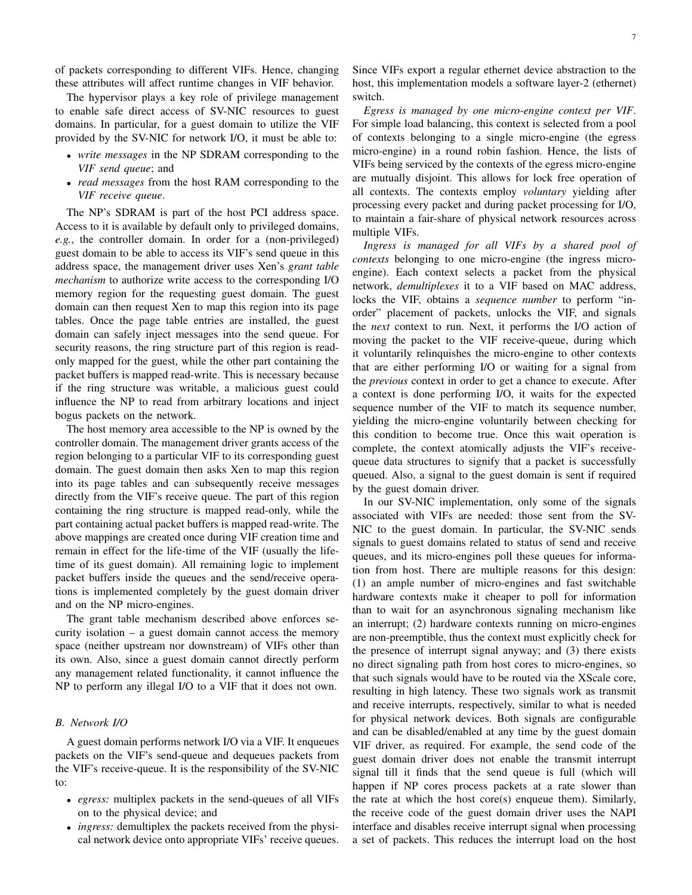of packets corresponding to different VIFs. Hence, changing these attributes will affect runtime changes in VIF behavior.

The hypervisor plays a key role of privilege management to enable safe direct access of SV-NIC resources to guest domains. In particular, for a guest domain to utilize the VIF provided by the SV-NIC for network I/O, it must be able to:

- *write messages* in the NP SDRAM corresponding to the *VIF send queue*; and
- *read messages* from the host RAM corresponding to the *VIF receive queue*.

The NP's SDRAM is part of the host PCI address space. Access to it is available by default only to privileged domains, *e.g.*, the controller domain. In order for a (non-privileged) guest domain to be able to access its VIF's send queue in this address space, the management driver uses Xen's *grant table mechanism* to authorize write access to the corresponding I/O memory region for the requesting guest domain. The guest domain can then request Xen to map this region into its page tables. Once the page table entries are installed, the guest domain can safely inject messages into the send queue. For security reasons, the ring structure part of this region is read-only mapped for the guest, while the other part containing the packet buffers is mapped read-write. This is necessary because if the ring structure was writable, a malicious guest could influence the NP to read from arbitrary locations and inject bogus packets on the network.

The host memory area accessible to the NP is owned by the controller domain. The management driver grants access of the region belonging to a particular VIF to its corresponding guest domain. The guest domain then asks Xen to map this region into its page tables and can subsequently receive messages directly from the VIF's receive queue. The part of this region containing the ring structure is mapped read-only, while the part containing actual packet buffers is mapped read-write. The above mappings are created once during VIF creation time and remain in effect for the life-time of the VIF (usually the life-time of its guest domain). All remaining logic to implement packet buffers inside the queues and the send/receive operations is implemented completely by the guest domain driver and on the NP micro-engines.

The grant table mechanism described above enforces security isolation – a guest domain cannot access the memory space (neither upstream nor downstream) of VIFs other than its own. Also, since a guest domain cannot directly perform any management related functionality, it cannot influence the NP to perform any illegal I/O to a VIF that it does not own.

### B. Network I/O

A guest domain performs network I/O via a VIF. It enqueues packets on the VIF's send-queue and dequeues packets from the VIF's receive-queue. It is the responsibility of the SV-NIC to:

- *egress:* multiplex packets in the send-queues of all VIFs on to the physical device; and
- *ingress:* demultiplex the packets received from the physical network device onto appropriate VIFs' receive queues.

Since VIFs export a regular ethernet device abstraction to the host, this implementation models a software layer-2 (ethernet) switch.

*Egress is managed by one micro-engine context per VIF*. For simple load balancing, this context is selected from a pool of contexts belonging to a single micro-engine (the egress micro-engine) in a round robin fashion. Hence, the lists of VIFs being serviced by the contexts of the egress micro-engine are mutually disjoint. This allows for lock free operation of all contexts. The contexts employ *voluntary* yielding after processing every packet and during packet processing for I/O, to maintain a fair-share of physical network resources across multiple VIFs.

*Ingress is managed for all VIFs by a shared pool of contexts* belonging to one micro-engine (the ingress micro-engine). Each context selects a packet from the physical network, *demultiplexes* it to a VIF based on MAC address, locks the VIF, obtains a *sequence number* to perform "in-order" placement of packets, unlocks the VIF, and signals the *next* context to run. Next, it performs the I/O action of moving the packet to the VIF receive-queue, during which it voluntarily relinquishes the micro-engine to other contexts that are either performing I/O or waiting for a signal from the *previous* context in order to get a chance to execute. After a context is done performing I/O, it waits for the expected sequence number of the VIF to match its sequence number, yielding the micro-engine voluntarily between checking for this condition to become true. Once this wait operation is complete, the context atomically adjusts the VIF's receive-queue data structures to signify that a packet is successfully queued. Also, a signal to the guest domain is sent if required by the guest domain driver.

In our SV-NIC implementation, only some of the signals associated with VIFs are needed: those sent from the SV-NIC to the guest domain. In particular, the SV-NIC sends signals to guest domains related to status of send and receive queues, and its micro-engines poll these queues for information from host. There are multiple reasons for this design: (1) an ample number of micro-engines and fast switchable hardware contexts make it cheaper to poll for information than to wait for an asynchronous signaling mechanism like an interrupt; (2) hardware contexts running on micro-engines are non-preemptible, thus the context must explicitly check for the presence of interrupt signal anyway; and (3) there exists no direct signaling path from host cores to micro-engines, so that such signals would have to be routed via the XScale core, resulting in high latency. These two signals work as transmit and receive interrupts, respectively, similar to what is needed for physical network devices. Both signals are configurable and can be disabled/enabled at any time by the guest domain VIF driver, as required. For example, the send code of the guest domain driver does not enable the transmit interrupt signal till it finds that the send queue is full (which will happen if NP cores process packets at a rate slower than the rate at which the host core(s) enqueue them). Similarly, the receive code of the guest domain driver uses the NAPI interface and disables receive interrupt signal when processing a set of packets. This reduces the interrupt load on the host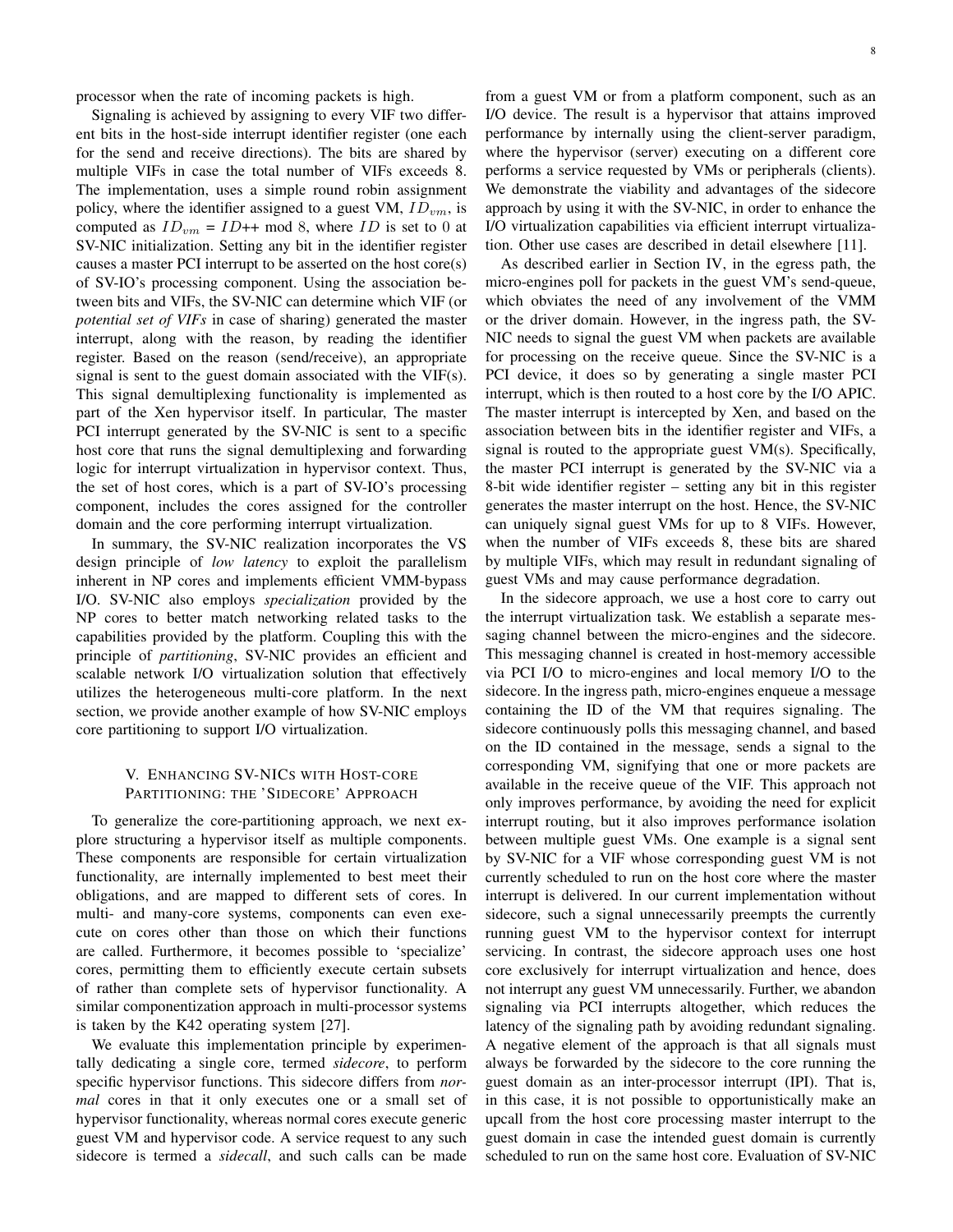processor when the rate of incoming packets is high.

Signaling is achieved by assigning to every VIF two different bits in the host-side interrupt identifier register (one each for the send and receive directions). The bits are shared by multiple VIFs in case the total number of VIFs exceeds 8. The implementation, uses a simple round robin assignment policy, where the identifier assigned to a guest VM, $ID_{vm}$, is computed as $ID_{vm}$ = $ID$++ mod 8, where $ID$ is set to 0 at SV-NIC initialization. Setting any bit in the identifier register causes a master PCI interrupt to be asserted on the host core(s) of SV-IO's processing component. Using the association between bits and VIFs, the SV-NIC can determine which VIF (or *potential set of VIFs* in case of sharing) generated the master interrupt, along with the reason, by reading the identifier register. Based on the reason (send/receive), an appropriate signal is sent to the guest domain associated with the VIF(s). This signal demultiplexing functionality is implemented as part of the Xen hypervisor itself. In particular, The master PCI interrupt generated by the SV-NIC is sent to a specific host core that runs the signal demultiplexing and forwarding logic for interrupt virtualization in hypervisor context. Thus, the set of host cores, which is a part of SV-IO's processing component, includes the cores assigned for the controller domain and the core performing interrupt virtualization.

In summary, the SV-NIC realization incorporates the VS design principle of *low latency* to exploit the parallelism inherent in NP cores and implements efficient VMM-bypass I/O. SV-NIC also employs *specialization* provided by the NP cores to better match networking related tasks to the capabilities provided by the platform. Coupling this with the principle of *partitioning*, SV-NIC provides an efficient and scalable network I/O virtualization solution that effectively utilizes the heterogeneous multi-core platform. In the next section, we provide another example of how SV-NIC employs core partitioning to support I/O virtualization.

## V. Enhancing SV-NICs with Host-core Partitioning: the 'Sidecore' Approach

To generalize the core-partitioning approach, we next explore structuring a hypervisor itself as multiple components. These components are responsible for certain virtualization functionality, are internally implemented to best meet their obligations, and are mapped to different sets of cores. In multi- and many-core systems, components can even execute on cores other than those on which their functions are called. Furthermore, it becomes possible to 'specialize' cores, permitting them to efficiently execute certain subsets of rather than complete sets of hypervisor functionality. A similar componentization approach in multi-processor systems is taken by the K42 operating system [27].

We evaluate this implementation principle by experimentally dedicating a single core, termed *sidecore*, to perform specific hypervisor functions. This sidecore differs from *normal* cores in that it only executes one or a small set of hypervisor functionality, whereas normal cores execute generic guest VM and hypervisor code. A service request to any such sidecore is termed a *sidecall*, and such calls can be made from a guest VM or from a platform component, such as an I/O device. The result is a hypervisor that attains improved performance by internally using the client-server paradigm, where the hypervisor (server) executing on a different core performs a service requested by VMs or peripherals (clients). We demonstrate the viability and advantages of the sidecore approach by using it with the SV-NIC, in order to enhance the I/O virtualization capabilities via efficient interrupt virtualization. Other use cases are described in detail elsewhere [11].

As described earlier in Section IV, in the egress path, the micro-engines poll for packets in the guest VM's send-queue, which obviates the need of any involvement of the VMM or the driver domain. However, in the ingress path, the SV-NIC needs to signal the guest VM when packets are available for processing on the receive queue. Since the SV-NIC is a PCI device, it does so by generating a single master PCI interrupt, which is then routed to a host core by the I/O APIC. The master interrupt is intercepted by Xen, and based on the association between bits in the identifier register and VIFs, a signal is routed to the appropriate guest VM(s). Specifically, the master PCI interrupt is generated by the SV-NIC via a 8-bit wide identifier register – setting any bit in this register generates the master interrupt on the host. Hence, the SV-NIC can uniquely signal guest VMs for up to 8 VIFs. However, when the number of VIFs exceeds 8, these bits are shared by multiple VIFs, which may result in redundant signaling of guest VMs and may cause performance degradation.

In the sidecore approach, we use a host core to carry out the interrupt virtualization task. We establish a separate messaging channel between the micro-engines and the sidecore. This messaging channel is created in host-memory accessible via PCI I/O to micro-engines and local memory I/O to the sidecore. In the ingress path, micro-engines enqueue a message containing the ID of the VM that requires signaling. The sidecore continuously polls this messaging channel, and based on the ID contained in the message, sends a signal to the corresponding VM, signifying that one or more packets are available in the receive queue of the VIF. This approach not only improves performance, by avoiding the need for explicit interrupt routing, but it also improves performance isolation between multiple guest VMs. One example is a signal sent by SV-NIC for a VIF whose corresponding guest VM is not currently scheduled to run on the host core where the master interrupt is delivered. In our current implementation without sidecore, such a signal unnecessarily preempts the currently running guest VM to the hypervisor context for interrupt servicing. In contrast, the sidecore approach uses one host core exclusively for interrupt virtualization and hence, does not interrupt any guest VM unnecessarily. Further, we abandon signaling via PCI interrupts altogether, which reduces the latency of the signaling path by avoiding redundant signaling. A negative element of the approach is that all signals must always be forwarded by the sidecore to the core running the guest domain as an inter-processor interrupt (IPI). That is, in this case, it is not possible to opportunistically make an upcall from the host core processing master interrupt to the guest domain in case the intended guest domain is currently scheduled to run on the same host core. Evaluation of SV-NIC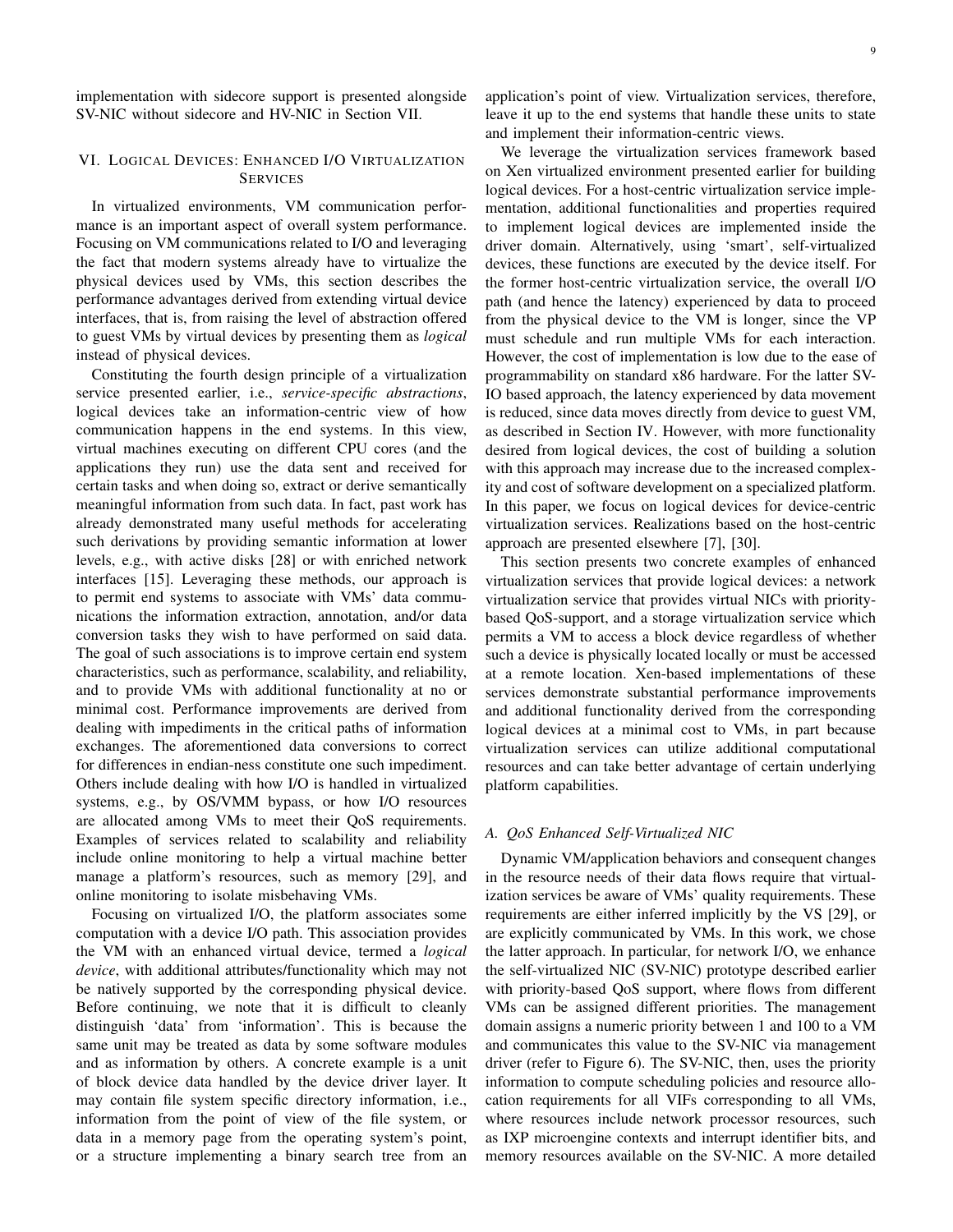implementation with sidecore support is presented alongside SV-NIC without sidecore and HV-NIC in Section VII.

## VI. Logical Devices: Enhanced I/O Virtualization Services

In virtualized environments, VM communication performance is an important aspect of overall system performance. Focusing on VM communications related to I/O and leveraging the fact that modern systems already have to virtualize the physical devices used by VMs, this section describes the performance advantages derived from extending virtual device interfaces, that is, from raising the level of abstraction offered to guest VMs by virtual devices by presenting them as *logical* instead of physical devices.

Constituting the fourth design principle of a virtualization service presented earlier, i.e., *service-specific abstractions*, logical devices take an information-centric view of how communication happens in the end systems. In this view, virtual machines executing on different CPU cores (and the applications they run) use the data sent and received for certain tasks and when doing so, extract or derive semantically meaningful information from such data. In fact, past work has already demonstrated many useful methods for accelerating such derivations by providing semantic information at lower levels, e.g., with active disks [28] or with enriched network interfaces [15]. Leveraging these methods, our approach is to permit end systems to associate with VMs' data communications the information extraction, annotation, and/or data conversion tasks they wish to have performed on said data. The goal of such associations is to improve certain end system characteristics, such as performance, scalability, and reliability, and to provide VMs with additional functionality at no or minimal cost. Performance improvements are derived from dealing with impediments in the critical paths of information exchanges. The aforementioned data conversions to correct for differences in endian-ness constitute one such impediment. Others include dealing with how I/O is handled in virtualized systems, e.g., by OS/VMM bypass, or how I/O resources are allocated among VMs to meet their QoS requirements. Examples of services related to scalability and reliability include online monitoring to help a virtual machine better manage a platform's resources, such as memory [29], and online monitoring to isolate misbehaving VMs.

Focusing on virtualized I/O, the platform associates some computation with a device I/O path. This association provides the VM with an enhanced virtual device, termed a *logical device*, with additional attributes/functionality which may not be natively supported by the corresponding physical device. Before continuing, we note that it is difficult to cleanly distinguish 'data' from 'information'. This is because the same unit may be treated as data by some software modules and as information by others. A concrete example is a unit of block device data handled by the device driver layer. It may contain file system specific directory information, i.e., information from the point of view of the file system, or data in a memory page from the operating system's point, or a structure implementing a binary search tree from an application's point of view. Virtualization services, therefore, leave it up to the end systems that handle these units to state and implement their information-centric views.

We leverage the virtualization services framework based on Xen virtualized environment presented earlier for building logical devices. For a host-centric virtualization service implementation, additional functionalities and properties required to implement logical devices are implemented inside the driver domain. Alternatively, using 'smart', self-virtualized devices, these functions are executed by the device itself. For the former host-centric virtualization service, the overall I/O path (and hence the latency) experienced by data to proceed from the physical device to the VM is longer, since the VP must schedule and run multiple VMs for each interaction. However, the cost of implementation is low due to the ease of programmability on standard x86 hardware. For the latter SV-IO based approach, the latency experienced by data movement is reduced, since data moves directly from device to guest VM, as described in Section IV. However, with more functionality desired from logical devices, the cost of building a solution with this approach may increase due to the increased complexity and cost of software development on a specialized platform. In this paper, we focus on logical devices for device-centric virtualization services. Realizations based on the host-centric approach are presented elsewhere [7], [30].

This section presents two concrete examples of enhanced virtualization services that provide logical devices: a network virtualization service that provides virtual NICs with priority-based QoS-support, and a storage virtualization service which permits a VM to access a block device regardless of whether such a device is physically located locally or must be accessed at a remote location. Xen-based implementations of these services demonstrate substantial performance improvements and additional functionality derived from the corresponding logical devices at a minimal cost to VMs, in part because virtualization services can utilize additional computational resources and can take better advantage of certain underlying platform capabilities.

### A. QoS Enhanced Self-Virtualized NIC

Dynamic VM/application behaviors and consequent changes in the resource needs of their data flows require that virtualization services be aware of VMs' quality requirements. These requirements are either inferred implicitly by the VS [29], or are explicitly communicated by VMs. In this work, we chose the latter approach. In particular, for network I/O, we enhance the self-virtualized NIC (SV-NIC) prototype described earlier with priority-based QoS support, where flows from different VMs can be assigned different priorities. The management domain assigns a numeric priority between 1 and 100 to a VM and communicates this value to the SV-NIC via management driver (refer to Figure 6). The SV-NIC, then, uses the priority information to compute scheduling policies and resource allocation requirements for all VIFs corresponding to all VMs, where resources include network processor resources, such as IXP microengine contexts and interrupt identifier bits, and memory resources available on the SV-NIC. A more detailed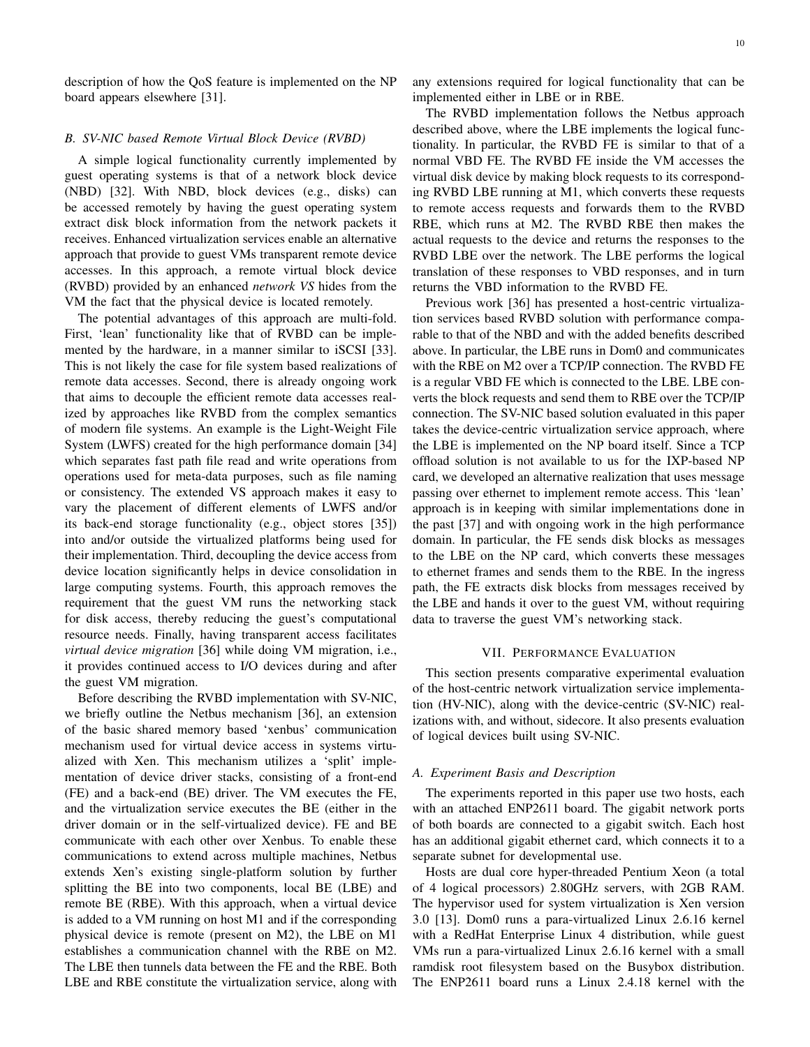description of how the QoS feature is implemented on the NP board appears elsewhere [31].

### B. SV-NIC based Remote Virtual Block Device (RVBD)

A simple logical functionality currently implemented by guest operating systems is that of a network block device (NBD) [32]. With NBD, block devices (e.g., disks) can be accessed remotely by having the guest operating system extract disk block information from the network packets it receives. Enhanced virtualization services enable an alternative approach that provide to guest VMs transparent remote device accesses. In this approach, a remote virtual block device (RVBD) provided by an enhanced *network VS* hides from the VM the fact that the physical device is located remotely.

The potential advantages of this approach are multi-fold. First, 'lean' functionality like that of RVBD can be implemented by the hardware, in a manner similar to iSCSI [33]. This is not likely the case for file system based realizations of remote data accesses. Second, there is already ongoing work that aims to decouple the efficient remote data accesses realized by approaches like RVBD from the complex semantics of modern file systems. An example is the Light-Weight File System (LWFS) created for the high performance domain [34] which separates fast path file read and write operations from operations used for meta-data purposes, such as file naming or consistency. The extended VS approach makes it easy to vary the placement of different elements of LWFS and/or its back-end storage functionality (e.g., object stores [35]) into and/or outside the virtualized platforms being used for their implementation. Third, decoupling the device access from device location significantly helps in device consolidation in large computing systems. Fourth, this approach removes the requirement that the guest VM runs the networking stack for disk access, thereby reducing the guest's computational resource needs. Finally, having transparent access facilitates *virtual device migration* [36] while doing VM migration, i.e., it provides continued access to I/O devices during and after the guest VM migration.

Before describing the RVBD implementation with SV-NIC, we briefly outline the Netbus mechanism [36], an extension of the basic shared memory based 'xenbus' communication mechanism used for virtual device access in systems virtualized with Xen. This mechanism utilizes a 'split' implementation of device driver stacks, consisting of a front-end (FE) and a back-end (BE) driver. The VM executes the FE, and the virtualization service executes the BE (either in the driver domain or in the self-virtualized device). FE and BE communicate with each other over Xenbus. To enable these communications to extend across multiple machines, Netbus extends Xen's existing single-platform solution by further splitting the BE into two components, local BE (LBE) and remote BE (RBE). With this approach, when a virtual device is added to a VM running on host M1 and if the corresponding physical device is remote (present on M2), the LBE on M1 establishes a communication channel with the RBE on M2. The LBE then tunnels data between the FE and the RBE. Both LBE and RBE constitute the virtualization service, along with any extensions required for logical functionality that can be implemented either in LBE or in RBE.

The RVBD implementation follows the Netbus approach described above, where the LBE implements the logical functionality. In particular, the RVBD FE is similar to that of a normal VBD FE. The RVBD FE inside the VM accesses the virtual disk device by making block requests to its corresponding RVBD LBE running at M1, which converts these requests to remote access requests and forwards them to the RVBD RBE, which runs at M2. The RVBD RBE then makes the actual requests to the device and returns the responses to the RVBD LBE over the network. The LBE performs the logical translation of these responses to VBD responses, and in turn returns the VBD information to the RVBD FE.

Previous work [36] has presented a host-centric virtualization services based RVBD solution with performance comparable to that of the NBD and with the added benefits described above. In particular, the LBE runs in Dom0 and communicates with the RBE on M2 over a TCP/IP connection. The RVBD FE is a regular VBD FE which is connected to the LBE. LBE converts the block requests and send them to RBE over the TCP/IP connection. The SV-NIC based solution evaluated in this paper takes the device-centric virtualization service approach, where the LBE is implemented on the NP board itself. Since a TCP offload solution is not available to us for the IXP-based NP card, we developed an alternative realization that uses message passing over ethernet to implement remote access. This 'lean' approach is in keeping with similar implementations done in the past [37] and with ongoing work in the high performance domain. In particular, the FE sends disk blocks as messages to the LBE on the NP card, which converts these messages to ethernet frames and sends them to the RBE. In the ingress path, the FE extracts disk blocks from messages received by the LBE and hands it over to the guest VM, without requiring data to traverse the guest VM's networking stack.

## VII. Performance Evaluation

This section presents comparative experimental evaluation of the host-centric network virtualization service implementation (HV-NIC), along with the device-centric (SV-NIC) realizations with, and without, sidecore. It also presents evaluation of logical devices built using SV-NIC.

### A. Experiment Basis and Description

The experiments reported in this paper use two hosts, each with an attached ENP2611 board. The gigabit network ports of both boards are connected to a gigabit switch. Each host has an additional gigabit ethernet card, which connects it to a separate subnet for developmental use.

Hosts are dual core hyper-threaded Pentium Xeon (a total of 4 logical processors) 2.80GHz servers, with 2GB RAM. The hypervisor used for system virtualization is Xen version 3.0 [13]. Dom0 runs a para-virtualized Linux 2.6.16 kernel with a RedHat Enterprise Linux 4 distribution, while guest VMs run a para-virtualized Linux 2.6.16 kernel with a small ramdisk root filesystem based on the Busybox distribution. The ENP2611 board runs a Linux 2.4.18 kernel with the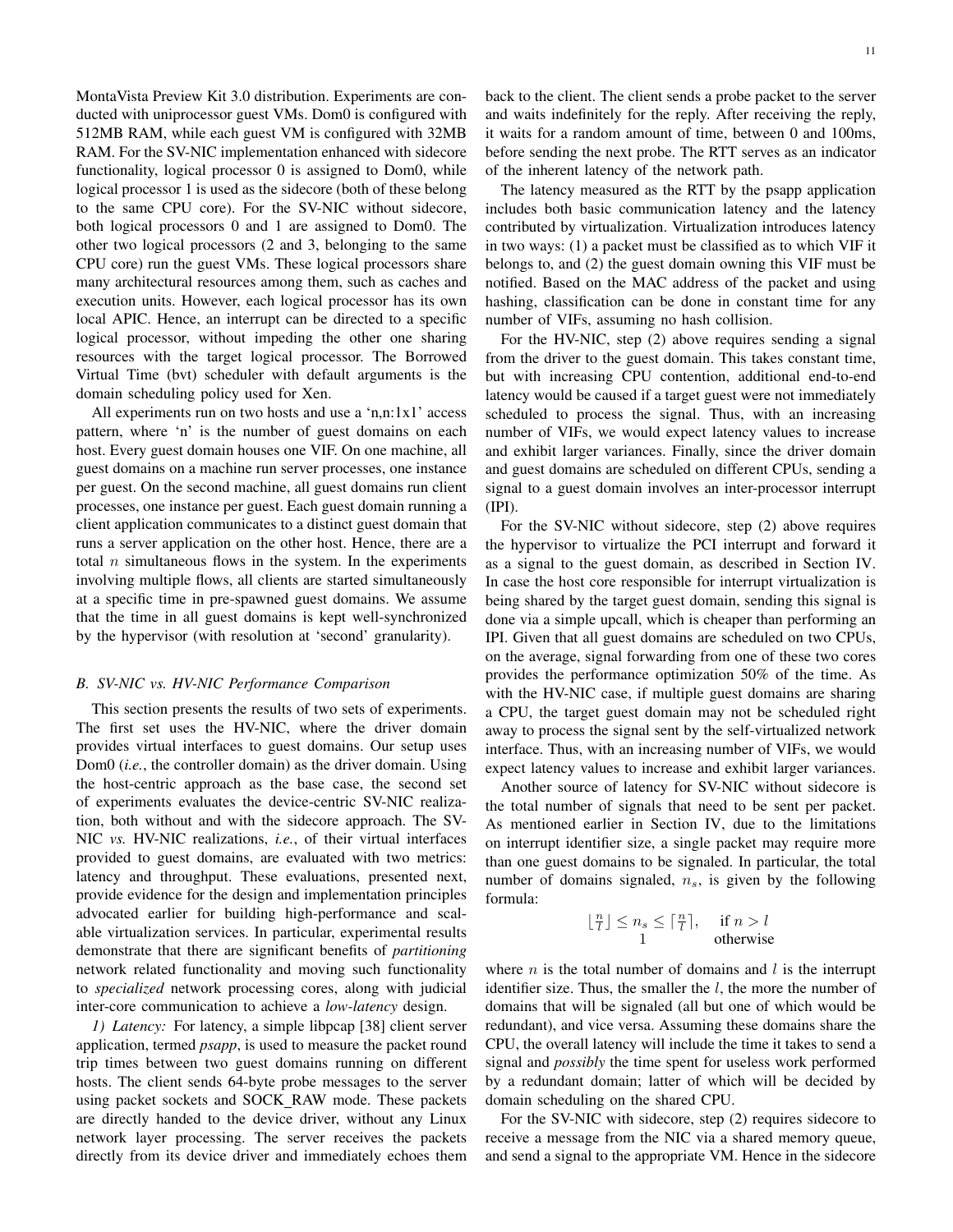MontaVista Preview Kit 3.0 distribution. Experiments are conducted with uniprocessor guest VMs. Dom0 is configured with 512MB RAM, while each guest VM is configured with 32MB RAM. For the SV-NIC implementation enhanced with sidecore functionality, logical processor 0 is assigned to Dom0, while logical processor 1 is used as the sidecore (both of these belong to the same CPU core). For the SV-NIC without sidecore, both logical processors 0 and 1 are assigned to Dom0. The other two logical processors (2 and 3, belonging to the same CPU core) run the guest VMs. These logical processors share many architectural resources among them, such as caches and execution units. However, each logical processor has its own local APIC. Hence, an interrupt can be directed to a specific logical processor, without impeding the other one sharing resources with the target logical processor. The Borrowed Virtual Time (bvt) scheduler with default arguments is the domain scheduling policy used for Xen.

All experiments run on two hosts and use a 'n,n:1x1' access pattern, where 'n' is the number of guest domains on each host. Every guest domain houses one VIF. On one machine, all guest domains on a machine run server processes, one instance per guest. On the second machine, all guest domains run client processes, one instance per guest. Each guest domain running a client application communicates to a distinct guest domain that runs a server application on the other host. Hence, there are a total $n$ simultaneous flows in the system. In the experiments involving multiple flows, all clients are started simultaneously at a specific time in pre-spawned guest domains. We assume that the time in all guest domains is kept well-synchronized by the hypervisor (with resolution at 'second' granularity).

### B. SV-NIC vs. HV-NIC Performance Comparison

This section presents the results of two sets of experiments. The first set uses the HV-NIC, where the driver domain provides virtual interfaces to guest domains. Our setup uses Dom0 (*i.e.*, the controller domain) as the driver domain. Using the host-centric approach as the base case, the second set of experiments evaluates the device-centric SV-NIC realization, both without and with the sidecore approach. The SV-NIC *vs.* HV-NIC realizations, *i.e.*, of their virtual interfaces provided to guest domains, are evaluated with two metrics: latency and throughput. These evaluations, presented next, provide evidence for the design and implementation principles advocated earlier for building high-performance and scalable virtualization services. In particular, experimental results demonstrate that there are significant benefits of *partitioning* network related functionality and moving such functionality to *specialized* network processing cores, along with judicial inter-core communication to achieve a *low-latency* design.

*1) Latency:* For latency, a simple libpcap [38] client server application, termed *psapp*, is used to measure the packet round trip times between two guest domains running on different hosts. The client sends 64-byte probe messages to the server using packet sockets and SOCK_RAW mode. These packets are directly handed to the device driver, without any Linux network layer processing. The server receives the packets directly from its device driver and immediately echoes them back to the client. The client sends a probe packet to the server and waits indefinitely for the reply. After receiving the reply, it waits for a random amount of time, between 0 and 100ms, before sending the next probe. The RTT serves as an indicator of the inherent latency of the network path.

The latency measured as the RTT by the psapp application includes both basic communication latency and the latency contributed by virtualization. Virtualization introduces latency in two ways: (1) a packet must be classified as to which VIF it belongs to, and (2) the guest domain owning this VIF must be notified. Based on the MAC address of the packet and using hashing, classification can be done in constant time for any number of VIFs, assuming no hash collision.

For the HV-NIC, step (2) above requires sending a signal from the driver to the guest domain. This takes constant time, but with increasing CPU contention, additional end-to-end latency would be caused if a target guest were not immediately scheduled to process the signal. Thus, with an increasing number of VIFs, we would expect latency values to increase and exhibit larger variances. Finally, since the driver domain and guest domains are scheduled on different CPUs, sending a signal to a guest domain involves an inter-processor interrupt (IPI).

For the SV-NIC without sidecore, step (2) above requires the hypervisor to virtualize the PCI interrupt and forward it as a signal to the guest domain, as described in Section IV. In case the host core responsible for interrupt virtualization is being shared by the target guest domain, sending this signal is done via a simple upcall, which is cheaper than performing an IPI. Given that all guest domains are scheduled on two CPUs, on the average, signal forwarding from one of these two cores provides the performance optimization 50% of the time. As with the HV-NIC case, if multiple guest domains are sharing a CPU, the target guest domain may not be scheduled right away to process the signal sent by the self-virtualized network interface. Thus, with an increasing number of VIFs, we would expect latency values to increase and exhibit larger variances.

Another source of latency for SV-NIC without sidecore is the total number of signals that need to be sent per packet. As mentioned earlier in Section IV, due to the limitations on interrupt identifier size, a single packet may require more than one guest domains to be signaled. In particular, the total number of domains signaled, $n_s$, is given by the following formula:

$$\begin{array}{ll} \lfloor \frac{n}{l} \rfloor \leq n_s \leq \lceil \frac{n}{l} \rceil, & \text{if } n > l \\ 1 & \text{otherwise} \end{array}$$

where $n$ is the total number of domains and $l$ is the interrupt identifier size. Thus, the smaller the $l$, the more the number of domains that will be signaled (all but one of which would be redundant), and vice versa. Assuming these domains share the CPU, the overall latency will include the time it takes to send a signal and *possibly* the time spent for useless work performed by a redundant domain; latter of which will be decided by domain scheduling on the shared CPU.

For the SV-NIC with sidecore, step (2) requires sidecore to receive a message from the NIC via a shared memory queue, and send a signal to the appropriate VM. Hence in the sidecore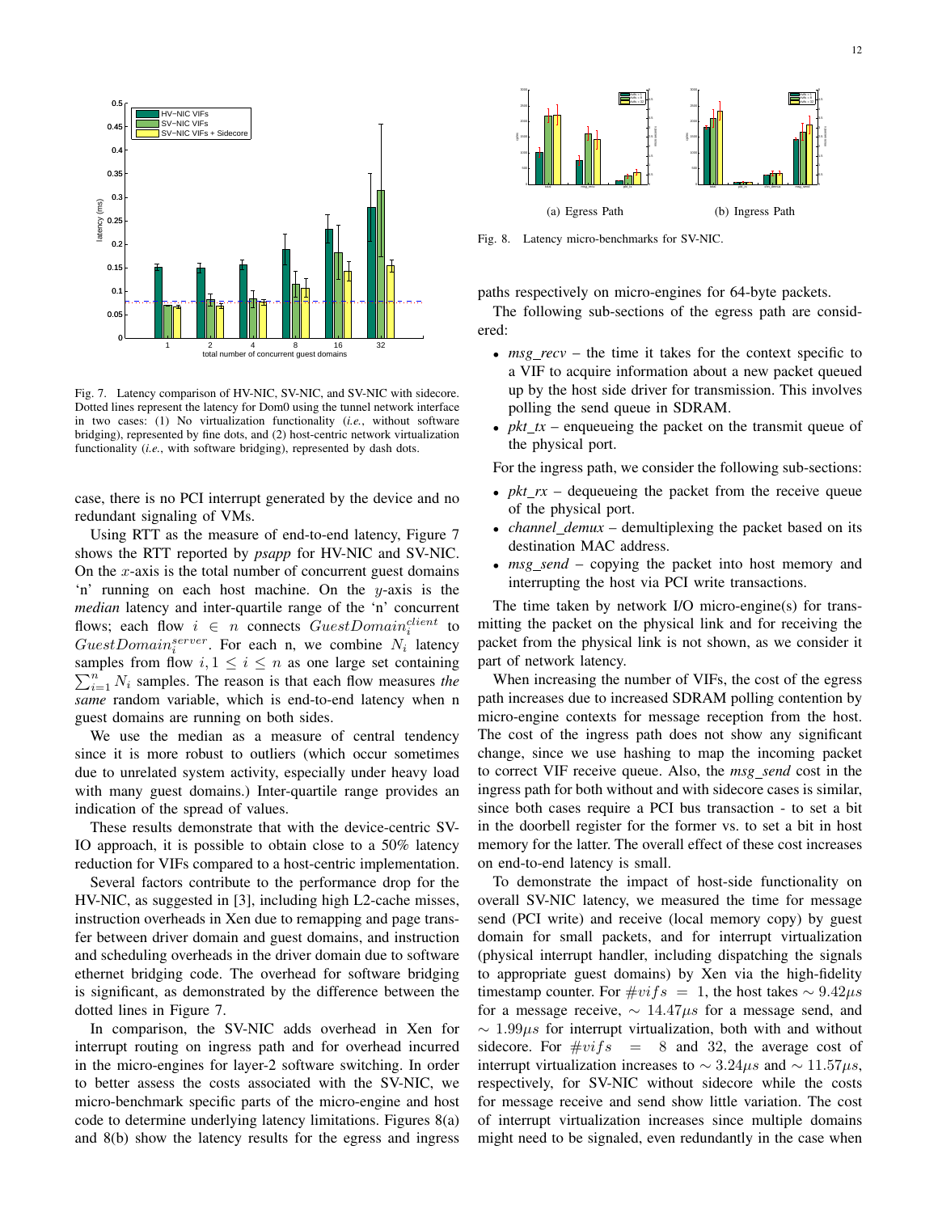Fig. 7. Latency comparison of HV-NIC, SV-NIC, and SV-NIC with sidecore. Dotted lines represent the latency for Dom0 using the tunnel network interface in two cases: (1) No virtualization functionality (*i.e.*, without software bridging), represented by fine dots, and (2) host-centric network virtualization functionality (*i.e.*, with software bridging), represented by dash dots.

case, there is no PCI interrupt generated by the device and no redundant signaling of VMs.

Using RTT as the measure of end-to-end latency, Figure 7 shows the RTT reported by *psapp* for HV-NIC and SV-NIC. On the $x$-axis is the total number of concurrent guest domains 'n' running on each host machine. On the $y$-axis is the *median* latency and inter-quartile range of the 'n' concurrent flows; each flow $i \in n$ connects $GuestDomain_i^{client}$ to $GuestDomain_i^{server}$. For each n, we combine $N_i$ latency samples from flow $i, 1 \leq i \leq n$ as one large set containing $\sum_{i=1}^{n} N_i$ samples. The reason is that each flow measures *the same* random variable, which is end-to-end latency when n guest domains are running on both sides.

We use the median as a measure of central tendency since it is more robust to outliers (which occur sometimes due to unrelated system activity, especially under heavy load with many guest domains.) Inter-quartile range provides an indication of the spread of values.

These results demonstrate that with the device-centric SV-IO approach, it is possible to obtain close to a 50% latency reduction for VIFs compared to a host-centric implementation.

Several factors contribute to the performance drop for the HV-NIC, as suggested in [3], including high L2-cache misses, instruction overheads in Xen due to remapping and page transfer between driver domain and guest domains, and instruction and scheduling overheads in the driver domain due to software ethernet bridging code. The overhead for software bridging is significant, as demonstrated by the difference between the dotted lines in Figure 7.

In comparison, the SV-NIC adds overhead in Xen for interrupt routing on ingress path and for overhead incurred in the micro-engines for layer-2 software switching. In order to better assess the costs associated with the SV-NIC, we micro-benchmark specific parts of the micro-engine and host code to determine underlying latency limitations. Figures 8(a) and 8(b) show the latency results for the egress and ingress paths respectively on micro-engines for 64-byte packets.

(a) Egress Path (b) Ingress Path

Fig. 8. Latency micro-benchmarks for SV-NIC.

The following sub-sections of the egress path are considered:

- *msg_recv* – the time it takes for the context specific to a VIF to acquire information about a new packet queued up by the host side driver for transmission. This involves polling the send queue in SDRAM.
- *pkt_tx* – enqueueing the packet on the transmit queue of the physical port.

For the ingress path, we consider the following sub-sections:

- *pkt_rx* – dequeueing the packet from the receive queue of the physical port.
- *channel_demux* – demultiplexing the packet based on its destination MAC address.
- *msg_send* – copying the packet into host memory and interrupting the host via PCI write transactions.

The time taken by network I/O micro-engine(s) for transmitting the packet on the physical link and for receiving the packet from the physical link is not shown, as we consider it part of network latency.

When increasing the number of VIFs, the cost of the egress path increases due to increased SDRAM polling contention by micro-engine contexts for message reception from the host. The cost of the ingress path does not show any significant change, since we use hashing to map the incoming packet to correct VIF receive queue. Also, the *msg_send* cost in the ingress path for both without and with sidecore cases is similar, since both cases require a PCI bus transaction - to set a bit in the doorbell register for the former vs. to set a bit in host memory for the latter. The overall effect of these cost increases on end-to-end latency is small.

To demonstrate the impact of host-side functionality on overall SV-NIC latency, we measured the time for message send (PCI write) and receive (local memory copy) by guest domain for small packets, and for interrupt virtualization (physical interrupt handler, including dispatching the signals to appropriate guest domains) by Xen via the high-fidelity timestamp counter. For $\#vifs = 1$, the host takes $\sim 9.42\mu s$ for a message receive, $\sim 14.47\mu s$ for a message send, and $\sim 1.99\mu s$ for interrupt virtualization, both with and without sidecore. For $\#vifs = 8$ and 32, the average cost of interrupt virtualization increases to $\sim 3.24\mu s$ and $\sim 11.57\mu s$, respectively, for SV-NIC without sidecore while the costs for message receive and send show little variation. The cost of interrupt virtualization increases since multiple domains might need to be signaled, even redundantly in the case when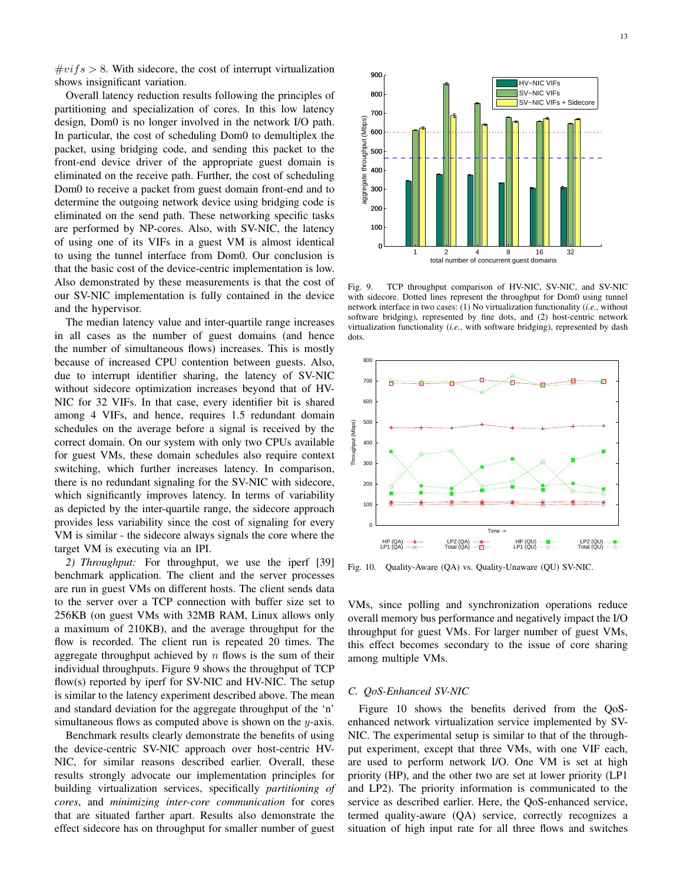$\#vifs > 8$. With sidecore, the cost of interrupt virtualization shows insignificant variation.

Overall latency reduction results following the principles of partitioning and specialization of cores. In this low latency design, Dom0 is no longer involved in the network I/O path. In particular, the cost of scheduling Dom0 to demultiplex the packet, using bridging code, and sending this packet to the front-end device driver of the appropriate guest domain is eliminated on the receive path. Further, the cost of scheduling Dom0 to receive a packet from guest domain front-end and to determine the outgoing network device using bridging code is eliminated on the send path. These networking specific tasks are performed by NP-cores. Also, with SV-NIC, the latency of using one of its VIFs in a guest VM is almost identical to using the tunnel interface from Dom0. Our conclusion is that the basic cost of the device-centric implementation is low. Also demonstrated by these measurements is that the cost of our SV-NIC implementation is fully contained in the device and the hypervisor.

The median latency value and inter-quartile range increases in all cases as the number of guest domains (and hence the number of simultaneous flows) increases. This is mostly because of increased CPU contention between guests. Also, due to interrupt identifier sharing, the latency of SV-NIC without sidecore optimization increases beyond that of HV-NIC for 32 VIFs. In that case, every identifier bit is shared among 4 VIFs, and hence, requires 1.5 redundant domain schedules on the average before a signal is received by the correct domain. On our system with only two CPUs available for guest VMs, these domain schedules also require context switching, which further increases latency. In comparison, there is no redundant signaling for the SV-NIC with sidecore, which significantly improves latency. In terms of variability as depicted by the inter-quartile range, the sidecore approach provides less variability since the cost of signaling for every VM is similar - the sidecore always signals the core where the target VM is executing via an IPI.

*2) Throughput:* For throughput, we use the iperf [39] benchmark application. The client and the server processes are run in guest VMs on different hosts. The client sends data to the server over a TCP connection with buffer size set to 256KB (on guest VMs with 32MB RAM, Linux allows only a maximum of 210KB), and the average throughput for the flow is recorded. The client run is repeated 20 times. The aggregate throughput achieved by $n$ flows is the sum of their individual throughputs. Figure 9 shows the throughput of TCP flow(s) reported by iperf for SV-NIC and HV-NIC. The setup is similar to the latency experiment described above. The mean and standard deviation for the aggregate throughput of the 'n' simultaneous flows as computed above is shown on the $y$-axis.

Benchmark results clearly demonstrate the benefits of using the device-centric SV-NIC approach over host-centric HV-NIC, for similar reasons described earlier. Overall, these results strongly advocate our implementation principles for building virtualization services, specifically *partitioning of cores*, and *minimizing inter-core communication* for cores that are situated farther apart. Results also demonstrate the effect sidecore has on throughput for smaller number of guest VMs, since polling and synchronization operations reduce overall memory bus performance and negatively impact the I/O throughput for guest VMs. For larger number of guest VMs, this effect becomes secondary to the issue of core sharing among multiple VMs.

Fig. 9. TCP throughput comparison of HV-NIC, SV-NIC, and SV-NIC with sidecore. Dotted lines represent the throughput for Dom0 using tunnel network interface in two cases: (1) No virtualization functionality (*i.e.*, without software bridging), represented by fine dots, and (2) host-centric network virtualization functionality (*i.e.*, with software bridging), represented by dash dots.

Fig. 10. Quality-Aware (QA) vs. Quality-Unaware (QU) SV-NIC.

### C. QoS-Enhanced SV-NIC

Figure 10 shows the benefits derived from the QoS-enhanced network virtualization service implemented by SV-NIC. The experimental setup is similar to that of the throughput experiment, except that three VMs, with one VIF each, are used to perform network I/O. One VM is set at high priority (HP), and the other two are set at lower priority (LP1 and LP2). The priority information is communicated to the service as described earlier. Here, the QoS-enhanced service, termed quality-aware (QA) service, correctly recognizes a situation of high input rate for all three flows and switches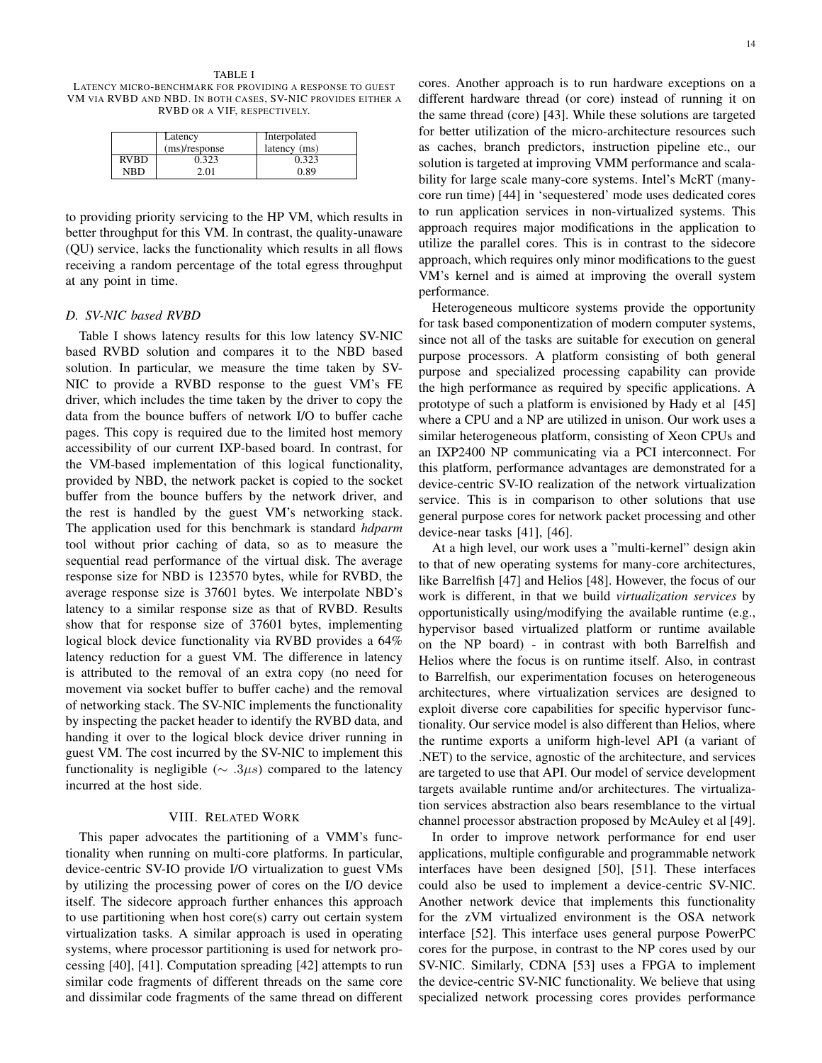TABLE I
LATENCY MICRO-BENCHMARK FOR PROVIDING A RESPONSE TO GUEST VM VIA RVBD AND NBD. IN BOTH CASES, SV-NIC PROVIDES EITHER A RVBD OR A VIF, RESPECTIVELY.

| | Latency (ms)/response | Interpolated latency (ms) |
|---|---|---|
| RVBD | 0.323 | 0.323 |
| NBD | 2.01 | 0.89 |

to providing priority servicing to the HP VM, which results in better throughput for this VM. In contrast, the quality-unaware (QU) service, lacks the functionality which results in all flows receiving a random percentage of the total egress throughput at any point in time.

### D. SV-NIC based RVBD

Table I shows latency results for this low latency SV-NIC based RVBD solution and compares it to the NBD based solution. In particular, we measure the time taken by SV-NIC to provide a RVBD response to the guest VM's FE driver, which includes the time taken by the driver to copy the data from the bounce buffers of network I/O to buffer cache pages. This copy is required due to the limited host memory accessibility of our current IXP-based board. In contrast, for the VM-based implementation of this logical functionality, provided by NBD, the network packet is copied to the socket buffer from the bounce buffers by the network driver, and the rest is handled by the guest VM's networking stack. The application used for this benchmark is standard *hdparm* tool without prior caching of data, so as to measure the sequential read performance of the virtual disk. The average response size for NBD is 123570 bytes, while for RVBD, the average response size is 37601 bytes. We interpolate NBD's latency to a similar response size as that of RVBD. Results show that for response size of 37601 bytes, implementing logical block device functionality via RVBD provides a 64% latency reduction for a guest VM. The difference in latency is attributed to the removal of an extra copy (no need for movement via socket buffer to buffer cache) and the removal of networking stack. The SV-NIC implements the functionality by inspecting the packet header to identify the RVBD data, and handing it over to the logical block device driver running in guest VM. The cost incurred by the SV-NIC to implement this functionality is negligible ($\sim .3\mu s$) compared to the latency incurred at the host side.

## VIII. RELATED WORK

This paper advocates the partitioning of a VMM's functionality when running on multi-core platforms. In particular, device-centric SV-IO provide I/O virtualization to guest VMs by utilizing the processing power of cores on the I/O device itself. The sidecore approach further enhances this approach to use partitioning when host core(s) carry out certain system virtualization tasks. A similar approach is used in operating systems, where processor partitioning is used for network processing [40], [41]. Computation spreading [42] attempts to run similar code fragments of different threads on the same core and dissimilar code fragments of the same thread on different cores. Another approach is to run hardware exceptions on a different hardware thread (or core) instead of running it on the same thread (core) [43]. While these solutions are targeted for better utilization of the micro-architecture resources such as caches, branch predictors, instruction pipeline etc., our solution is targeted at improving VMM performance and scalability for large scale many-core systems. Intel's McRT (many-core run time) [44] in 'sequestered' mode uses dedicated cores to run application services in non-virtualized systems. This approach requires major modifications in the application to utilize the parallel cores. This is in contrast to the sidecore approach, which requires only minor modifications to the guest VM's kernel and is aimed at improving the overall system performance.

Heterogeneous multicore systems provide the opportunity for task based componentization of modern computer systems, since not all of the tasks are suitable for execution on general purpose processors. A platform consisting of both general purpose and specialized processing capability can provide the high performance as required by specific applications. A prototype of such a platform is envisioned by Hady et al [45] where a CPU and a NP are utilized in unison. Our work uses a similar heterogeneous platform, consisting of Xeon CPUs and an IXP2400 NP communicating via a PCI interconnect. For this platform, performance advantages are demonstrated for a device-centric SV-IO realization of the network virtualization service. This is in comparison to other solutions that use general purpose cores for network packet processing and other device-near tasks [41], [46].

At a high level, our work uses a "multi-kernel" design akin to that of new operating systems for many-core architectures, like Barrelfish [47] and Helios [48]. However, the focus of our work is different, in that we build *virtualization services* by opportunistically using/modifying the available runtime (e.g., hypervisor based virtualized platform or runtime available on the NP board) - in contrast with both Barrelfish and Helios where the focus is on runtime itself. Also, in contrast to Barrelfish, our experimentation focuses on heterogeneous architectures, where virtualization services are designed to exploit diverse core capabilities for specific hypervisor functionality. Our service model is also different than Helios, where the runtime exports a uniform high-level API (a variant of .NET) to the service, agnostic of the architecture, and services are targeted to use that API. Our model of service development targets available runtime and/or architectures. The virtualization services abstraction also bears resemblance to the virtual channel processor abstraction proposed by McAuley et al [49].

In order to improve network performance for end user applications, multiple configurable and programmable network interfaces have been designed [50], [51]. These interfaces could also be used to implement a device-centric SV-NIC. Another network device that implements this functionality for the zVM virtualized environment is the OSA network interface [52]. This interface uses general purpose PowerPC cores for the purpose, in contrast to the NP cores used by our SV-NIC. Similarly, CDNA [53] uses a FPGA to implement the device-centric SV-NIC functionality. We believe that using specialized network processing cores provides performance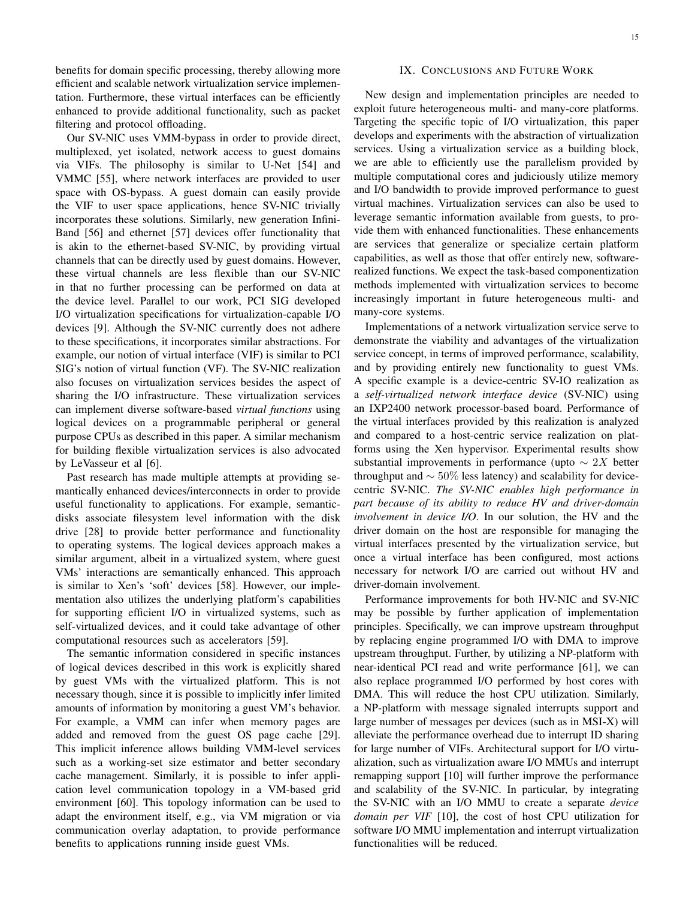benefits for domain specific processing, thereby allowing more efficient and scalable network virtualization service implementation. Furthermore, these virtual interfaces can be efficiently enhanced to provide additional functionality, such as packet filtering and protocol offloading.

Our SV-NIC uses VMM-bypass in order to provide direct, multiplexed, yet isolated, network access to guest domains via VIFs. The philosophy is similar to U-Net [54] and VMMC [55], where network interfaces are provided to user space with OS-bypass. A guest domain can easily provide the VIF to user space applications, hence SV-NIC trivially incorporates these solutions. Similarly, new generation InfiniBand [56] and ethernet [57] devices offer functionality that is akin to the ethernet-based SV-NIC, by providing virtual channels that can be directly used by guest domains. However, these virtual channels are less flexible than our SV-NIC in that no further processing can be performed on data at the device level. Parallel to our work, PCI SIG developed I/O virtualization specifications for virtualization-capable I/O devices [9]. Although the SV-NIC currently does not adhere to these specifications, it incorporates similar abstractions. For example, our notion of virtual interface (VIF) is similar to PCI SIG's notion of virtual function (VF). The SV-NIC realization also focuses on virtualization services besides the aspect of sharing the I/O infrastructure. These virtualization services can implement diverse software-based *virtual functions* using logical devices on a programmable peripheral or general purpose CPUs as described in this paper. A similar mechanism for building flexible virtualization services is also advocated by LeVasseur et al [6].

Past research has made multiple attempts at providing semantically enhanced devices/interconnects in order to provide useful functionality to applications. For example, semantic-disks associate filesystem level information with the disk drive [28] to provide better performance and functionality to operating systems. The logical devices approach makes a similar argument, albeit in a virtualized system, where guest VMs' interactions are semantically enhanced. This approach is similar to Xen's 'soft' devices [58]. However, our implementation also utilizes the underlying platform's capabilities for supporting efficient I/O in virtualized systems, such as self-virtualized devices, and it could take advantage of other computational resources such as accelerators [59].

The semantic information considered in specific instances of logical devices described in this work is explicitly shared by guest VMs with the virtualized platform. This is not necessary though, since it is possible to implicitly infer limited amounts of information by monitoring a guest VM's behavior. For example, a VMM can infer when memory pages are added and removed from the guest OS page cache [29]. This implicit inference allows building VMM-level services such as a working-set size estimator and better secondary cache management. Similarly, it is possible to infer application level communication topology in a VM-based grid environment [60]. This topology information can be used to adapt the environment itself, e.g., via VM migration or via communication overlay adaptation, to provide performance benefits to applications running inside guest VMs.

## IX. Conclusions and Future Work

New design and implementation principles are needed to exploit future heterogeneous multi- and many-core platforms. Targeting the specific topic of I/O virtualization, this paper develops and experiments with the abstraction of virtualization services. Using a virtualization service as a building block, we are able to efficiently use the parallelism provided by multiple computational cores and judiciously utilize memory and I/O bandwidth to provide improved performance to guest virtual machines. Virtualization services can also be used to leverage semantic information available from guests, to provide them with enhanced functionalities. These enhancements are services that generalize or specialize certain platform capabilities, as well as those that offer entirely new, software-realized functions. We expect the task-based componentization methods implemented with virtualization services to become increasingly important in future heterogeneous multi- and many-core systems.

Implementations of a network virtualization service serve to demonstrate the viability and advantages of the virtualization service concept, in terms of improved performance, scalability, and by providing entirely new functionality to guest VMs. A specific example is a device-centric SV-IO realization as a *self-virtualized network interface device* (SV-NIC) using an IXP2400 network processor-based board. Performance of the virtual interfaces provided by this realization is analyzed and compared to a host-centric service realization on platforms using the Xen hypervisor. Experimental results show substantial improvements in performance (upto $\sim 2X$ better throughput and $\sim 50\%$ less latency) and scalability for device-centric SV-NIC. *The SV-NIC enables high performance in part because of its ability to reduce HV and driver-domain involvement in device I/O*. In our solution, the HV and the driver domain on the host are responsible for managing the virtual interfaces presented by the virtualization service, but once a virtual interface has been configured, most actions necessary for network I/O are carried out without HV and driver-domain involvement.

Performance improvements for both HV-NIC and SV-NIC may be possible by further application of implementation principles. Specifically, we can improve upstream throughput by replacing engine programmed I/O with DMA to improve upstream throughput. Further, by utilizing a NP-platform with near-identical PCI read and write performance [61], we can also replace programmed I/O performed by host cores with DMA. This will reduce the host CPU utilization. Similarly, a NP-platform with message signaled interrupts support and large number of messages per devices (such as in MSI-X) will alleviate the performance overhead due to interrupt ID sharing for large number of VIFs. Architectural support for I/O virtualization, such as virtualization aware I/O MMUs and interrupt remapping support [10] will further improve the performance and scalability of the SV-NIC. In particular, by integrating the SV-NIC with an I/O MMU to create a separate *device domain per VIF* [10], the cost of host CPU utilization for software I/O MMU implementation and interrupt virtualization functionalities will be reduced.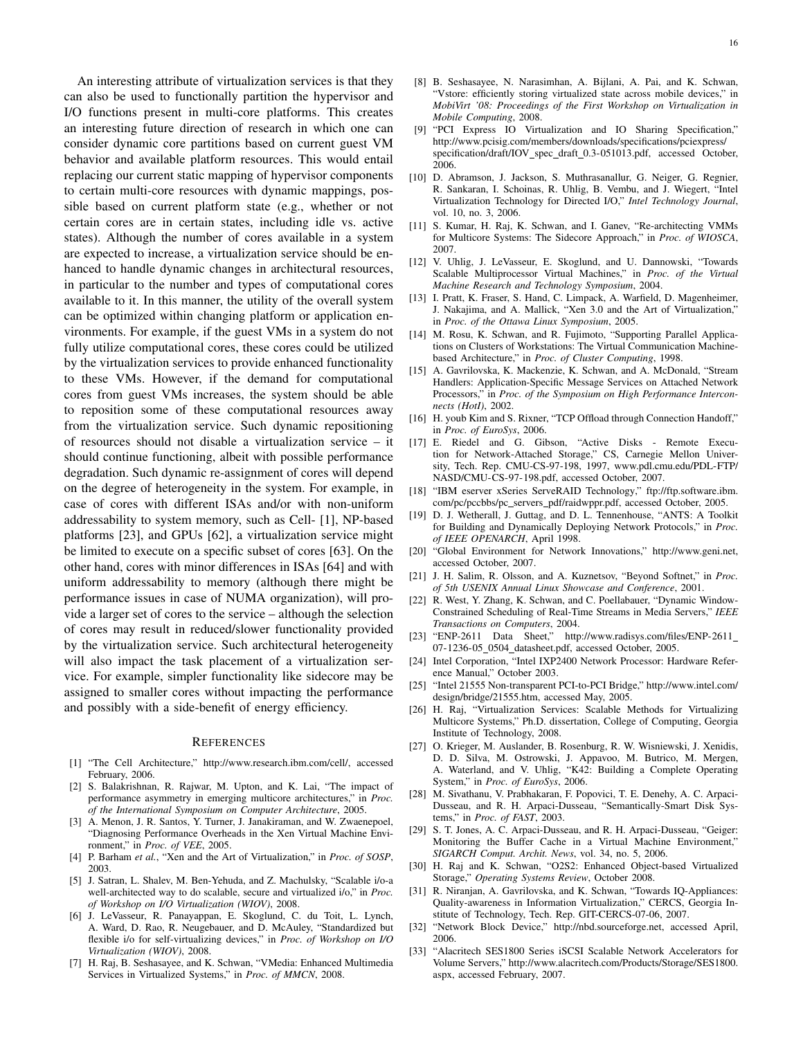An interesting attribute of virtualization services is that they can also be used to functionally partition the hypervisor and I/O functions present in multi-core platforms. This creates an interesting future direction of research in which one can consider dynamic core partitions based on current guest VM behavior and available platform resources. This would entail replacing our current static mapping of hypervisor components to certain multi-core resources with dynamic mappings, possible based on current platform state (e.g., whether or not certain cores are in certain states, including idle vs. active states). Although the number of cores available in a system are expected to increase, a virtualization service should be enhanced to handle dynamic changes in architectural resources, in particular to the number and types of computational cores available to it. In this manner, the utility of the overall system can be optimized within changing platform or application environments. For example, if the guest VMs in a system do not fully utilize computational cores, these cores could be utilized by the virtualization services to provide enhanced functionality to these VMs. However, if the demand for computational cores from guest VMs increases, the system should be able to reposition some of these computational resources away from the virtualization service. Such dynamic repositioning of resources should not disable a virtualization service – it should continue functioning, albeit with possible performance degradation. Such dynamic re-assignment of cores will depend on the degree of heterogeneity in the system. For example, in case of cores with different ISAs and/or with non-uniform addressability to system memory, such as Cell- [1], NP-based platforms [23], and GPUs [62], a virtualization service might be limited to execute on a specific subset of cores [63]. On the other hand, cores with minor differences in ISAs [64] and with uniform addressability to memory (although there might be performance issues in case of NUMA organization), will provide a larger set of cores to the service – although the selection of cores may result in reduced/slower functionality provided by the virtualization service. Such architectural heterogeneity will also impact the task placement of a virtualization service. For example, simpler functionality like sidecore may be assigned to smaller cores without impacting the performance and possibly with a side-benefit of energy efficiency.

## References

[1] "The Cell Architecture," http://www.research.ibm.com/cell/, accessed February, 2006.

[2] S. Balakrishnan, R. Rajwar, M. Upton, and K. Lai, "The impact of performance asymmetry in emerging multicore architectures," in *Proc. of the International Symposium on Computer Architecture*, 2005.

[3] A. Menon, J. R. Santos, Y. Turner, J. Janakiraman, and W. Zwaenepoel, "Diagnosing Performance Overheads in the Xen Virtual Machine Environment," in *Proc. of VEE*, 2005.

[4] P. Barham *et al.*, "Xen and the Art of Virtualization," in *Proc. of SOSP*, 2003.

[5] J. Satran, L. Shalev, M. Ben-Yehuda, and Z. Machulsky, "Scalable i/o-a well-architected way to do scalable, secure and virtualized i/o," in *Proc. of Workshop on I/O Virtualization (WIOV)*, 2008.

[6] J. LeVasseur, R. Panayappan, E. Skoglund, C. du Toit, L. Lynch, A. Ward, D. Rao, R. Neugebauer, and D. McAuley, "Standardized but flexible i/o for self-virtualizing devices," in *Proc. of Workshop on I/O Virtualization (WIOV)*, 2008.

[7] H. Raj, B. Seshasayee, and K. Schwan, "VMedia: Enhanced Multimedia Services in Virtualized Systems," in *Proc. of MMCN*, 2008.

[8] B. Seshasayee, N. Narasimhan, A. Bijlani, A. Pai, and K. Schwan, "Vstore: efficiently storing virtualized state across mobile devices," in *MobiVirt '08: Proceedings of the First Workshop on Virtualization in Mobile Computing*, 2008.

[9] "PCI Express IO Virtualization and IO Sharing Specification," http://www.pcisig.com/members/downloads/specifications/pciexpress/specification/draft/IOV_spec_draft_0.3-051013.pdf, accessed October, 2006.

[10] D. Abramson, J. Jackson, S. Muthrasanallur, G. Neiger, G. Regnier, R. Sankaran, I. Schoinas, R. Uhlig, B. Vembu, and J. Wiegert, "Intel Virtualization Technology for Directed I/O," *Intel Technology Journal*, vol. 10, no. 3, 2006.

[11] S. Kumar, H. Raj, K. Schwan, and I. Ganev, "Re-architecting VMMs for Multicore Systems: The Sidecore Approach," in *Proc. of WIOSCA*, 2007.

[12] V. Uhlig, J. LeVasseur, E. Skoglund, and U. Dannowski, "Towards Scalable Multiprocessor Virtual Machines," in *Proc. of the Virtual Machine Research and Technology Symposium*, 2004.

[13] I. Pratt, K. Fraser, S. Hand, C. Limpack, A. Warfield, D. Magenheimer, J. Nakajima, and A. Mallick, "Xen 3.0 and the Art of Virtualization," in *Proc. of the Ottawa Linux Symposium*, 2005.

[14] M. Rosu, K. Schwan, and R. Fujimoto, "Supporting Parallel Applications on Clusters of Workstations: The Virtual Communication Machine-based Architecture," in *Proc. of Cluster Computing*, 1998.

[15] A. Gavrilovska, K. Mackenzie, K. Schwan, and A. McDonald, "Stream Handlers: Application-Specific Message Services on Attached Network Processors," in *Proc. of the Symposium on High Performance Interconnects (HotI)*, 2002.

[16] H. youb Kim and S. Rixner, "TCP Offload through Connection Handoff," in *Proc. of EuroSys*, 2006.

[17] E. Riedel and G. Gibson, "Active Disks - Remote Execution for Network-Attached Storage," CS, Carnegie Mellon University, Tech. Rep. CMU-CS-97-198, 1997, www.pdl.cmu.edu/PDL-FTP/NASD/CMU-CS-97-198.pdf, accessed October, 2007.

[18] "IBM eserver xSeries ServeRAID Technology," ftp://ftp.software.ibm.com/pc/pccbbs/pc_servers_pdf/raidwppr.pdf, accessed October, 2005.

[19] D. J. Wetherall, J. Guttag, and D. L. Tennenhouse, "ANTS: A Toolkit for Building and Dynamically Deploying Network Protocols," in *Proc. of IEEE OPENARCH*, April 1998.

[20] "Global Environment for Network Innovations," http://www.geni.net, accessed October, 2007.

[21] J. H. Salim, R. Olsson, and A. Kuznetsov, "Beyond Softnet," in *Proc. of 5th USENIX Annual Linux Showcase and Conference*, 2001.

[22] R. West, Y. Zhang, K. Schwan, and C. Poellabauer, "Dynamic Window-Constrained Scheduling of Real-Time Streams in Media Servers," *IEEE Transactions on Computers*, 2004.

[23] "ENP-2611 Data Sheet," http://www.radisys.com/files/ENP-2611_07-1236-05_0504_datasheet.pdf, accessed October, 2005.

[24] Intel Corporation, "Intel IXP2400 Network Processor: Hardware Reference Manual," October 2003.

[25] "Intel 21555 Non-transparent PCI-to-PCI Bridge," http://www.intel.com/design/bridge/21555.htm, accessed May, 2005.

[26] H. Raj, "Virtualization Services: Scalable Methods for Virtualizing Multicore Systems," Ph.D. dissertation, College of Computing, Georgia Institute of Technology, 2008.

[27] O. Krieger, M. Auslander, B. Rosenburg, R. W. Wisniewski, J. Xenidis, D. D. Silva, M. Ostrowski, J. Appavoo, M. Butrico, M. Mergen, A. Waterland, and V. Uhlig, "K42: Building a Complete Operating System," in *Proc. of EuroSys*, 2006.

[28] M. Sivathanu, V. Prabhakaran, F. Popovici, T. E. Denehy, A. C. Arpaci-Dusseau, and R. H. Arpaci-Dusseau, "Semantically-Smart Disk Systems," in *Proc. of FAST*, 2003.

[29] S. T. Jones, A. C. Arpaci-Dusseau, and R. H. Arpaci-Dusseau, "Geiger: Monitoring the Buffer Cache in a Virtual Machine Environment," *SIGARCH Comput. Archit. News*, vol. 34, no. 5, 2006.

[30] H. Raj and K. Schwan, "O2S2: Enhanced Object-based Virtualized Storage," *Operating Systems Review*, October 2008.

[31] R. Niranjan, A. Gavrilovska, and K. Schwan, "Towards IQ-Appliances: Quality-awareness in Information Virtualization," CERCS, Georgia Institute of Technology, Tech. Rep. GIT-CERCS-07-06, 2007.

[32] "Network Block Device," http://nbd.sourceforge.net, accessed April, 2006.

[33] "Alacritech SES1800 Series iSCSI Scalable Network Accelerators for Volume Servers," http://www.alacritech.com/Products/Storage/SES1800.aspx, accessed February, 2007.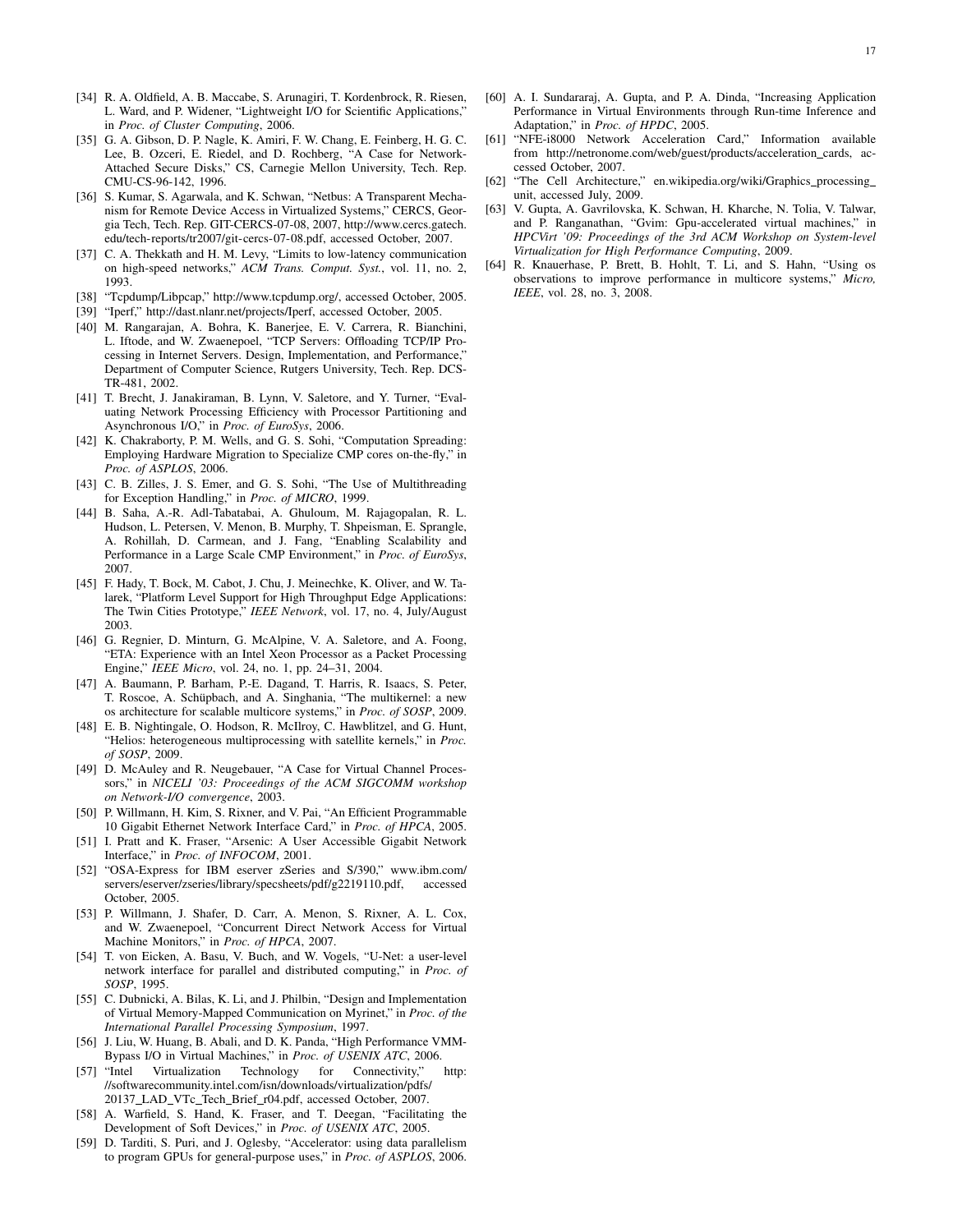[34] R. A. Oldfield, A. B. Maccabe, S. Arunagiri, T. Kordenbrock, R. Riesen, L. Ward, and P. Widener, "Lightweight I/O for Scientific Applications," in *Proc. of Cluster Computing*, 2006.

[35] G. A. Gibson, D. P. Nagle, K. Amiri, F. W. Chang, E. Feinberg, H. G. C. Lee, B. Ozceri, E. Riedel, and D. Rochberg, "A Case for Network-Attached Secure Disks," CS, Carnegie Mellon University, Tech. Rep. CMU-CS-96-142, 1996.

[36] S. Kumar, S. Agarwala, and K. Schwan, "Netbus: A Transparent Mechanism for Remote Device Access in Virtualized Systems," CERCS, Georgia Tech, Tech. Rep. GIT-CERCS-07-08, 2007, http://www.cercs.gatech.edu/tech-reports/tr2007/git-cercs-07-08.pdf, accessed October, 2007.

[37] C. A. Thekkath and H. M. Levy, "Limits to low-latency communication on high-speed networks," *ACM Trans. Comput. Syst.*, vol. 11, no. 2, 1993.

[38] "Tcpdump/Libpcap," http://www.tcpdump.org/, accessed October, 2005.

[39] "Iperf," http://dast.nlanr.net/projects/Iperf, accessed October, 2005.

[40] M. Rangarajan, A. Bohra, K. Banerjee, E. V. Carrera, R. Bianchini, L. Iftode, and W. Zwaenepoel, "TCP Servers: Offloading TCP/IP Processing in Internet Servers. Design, Implementation, and Performance," Department of Computer Science, Rutgers University, Tech. Rep. DCS-TR-481, 2002.

[41] T. Brecht, J. Janakiraman, B. Lynn, V. Saletore, and Y. Turner, "Evaluating Network Processing Efficiency with Processor Partitioning and Asynchronous I/O," in *Proc. of EuroSys*, 2006.

[42] K. Chakraborty, P. M. Wells, and G. S. Sohi, "Computation Spreading: Employing Hardware Migration to Specialize CMP cores on-the-fly," in *Proc. of ASPLOS*, 2006.

[43] C. B. Zilles, J. S. Emer, and G. S. Sohi, "The Use of Multithreading for Exception Handling," in *Proc. of MICRO*, 1999.

[44] B. Saha, A.-R. Adl-Tabatabai, A. Ghuloum, M. Rajagopalan, R. L. Hudson, L. Petersen, V. Menon, B. Murphy, T. Shpeisman, E. Sprangle, A. Rohillah, D. Carmean, and J. Fang, "Enabling Scalability and Performance in a Large Scale CMP Environment," in *Proc. of EuroSys*, 2007.

[45] F. Hady, T. Bock, M. Cabot, J. Chu, J. Meinechke, K. Oliver, and W. Talarek, "Platform Level Support for High Throughput Edge Applications: The Twin Cities Prototype," *IEEE Network*, vol. 17, no. 4, July/August 2003.

[46] G. Regnier, D. Minturn, G. McAlpine, V. A. Saletore, and A. Foong, "ETA: Experience with an Intel Xeon Processor as a Packet Processing Engine," *IEEE Micro*, vol. 24, no. 1, pp. 24–31, 2004.

[47] A. Baumann, P. Barham, P.-E. Dagand, T. Harris, R. Isaacs, S. Peter, T. Roscoe, A. Schüpbach, and A. Singhania, "The multikernel: a new os architecture for scalable multicore systems," in *Proc. of SOSP*, 2009.

[48] E. B. Nightingale, O. Hodson, R. McIlroy, C. Hawblitzel, and G. Hunt, "Helios: heterogeneous multiprocessing with satellite kernels," in *Proc. of SOSP*, 2009.

[49] D. McAuley and R. Neugebauer, "A Case for Virtual Channel Processors," in *NICELI '03: Proceedings of the ACM SIGCOMM workshop on Network-I/O convergence*, 2003.

[50] P. Willmann, H. Kim, S. Rixner, and V. Pai, "An Efficient Programmable 10 Gigabit Ethernet Network Interface Card," in *Proc. of HPCA*, 2005.

[51] I. Pratt and K. Fraser, "Arsenic: A User Accessible Gigabit Network Interface," in *Proc. of INFOCOM*, 2001.

[52] "OSA-Express for IBM eserver zSeries and S/390," www.ibm.com/servers/eserver/zseries/library/specsheets/pdf/g2219110.pdf, accessed October, 2005.

[53] P. Willmann, J. Shafer, D. Carr, A. Menon, S. Rixner, A. L. Cox, and W. Zwaenepoel, "Concurrent Direct Network Access for Virtual Machine Monitors," in *Proc. of HPCA*, 2007.

[54] T. von Eicken, A. Basu, V. Buch, and W. Vogels, "U-Net: a user-level network interface for parallel and distributed computing," in *Proc. of SOSP*, 1995.

[55] C. Dubnicki, A. Bilas, K. Li, and J. Philbin, "Design and Implementation of Virtual Memory-Mapped Communication on Myrinet," in *Proc. of the International Parallel Processing Symposium*, 1997.

[56] J. Liu, W. Huang, B. Abali, and D. K. Panda, "High Performance VMM-Bypass I/O in Virtual Machines," in *Proc. of USENIX ATC*, 2006.

[57] "Intel Virtualization Technology for Connectivity," http://softwarecommunity.intel.com/isn/downloads/virtualization/pdfs/20137_LAD_VTc_Tech_Brief_r04.pdf, accessed October, 2007.

[58] A. Warfield, S. Hand, K. Fraser, and T. Deegan, "Facilitating the Development of Soft Devices," in *Proc. of USENIX ATC*, 2005.

[59] D. Tarditi, S. Puri, and J. Oglesby, "Accelerator: using data parallelism to program GPUs for general-purpose uses," in *Proc. of ASPLOS*, 2006.

[60] A. I. Sundararaj, A. Gupta, and P. A. Dinda, "Increasing Application Performance in Virtual Environments through Run-time Inference and Adaptation," in *Proc. of HPDC*, 2005.

[61] "NFE-i8000 Network Acceleration Card," Information available from http://netronome.com/web/guest/products/acceleration_cards, accessed October, 2007.

[62] "The Cell Architecture," en.wikipedia.org/wiki/Graphics_processing_unit, accessed July, 2009.

[63] V. Gupta, A. Gavrilovska, K. Schwan, H. Kharche, N. Tolia, V. Talwar, and P. Ranganathan, "Gvim: Gpu-accelerated virtual machines," in *HPCVirt '09: Proceedings of the 3rd ACM Workshop on System-level Virtualization for High Performance Computing*, 2009.

[64] R. Knauerhase, P. Brett, B. Hohlt, T. Li, and S. Hahn, "Using os observations to improve performance in multicore systems," *Micro, IEEE*, vol. 28, no. 3, 2008.